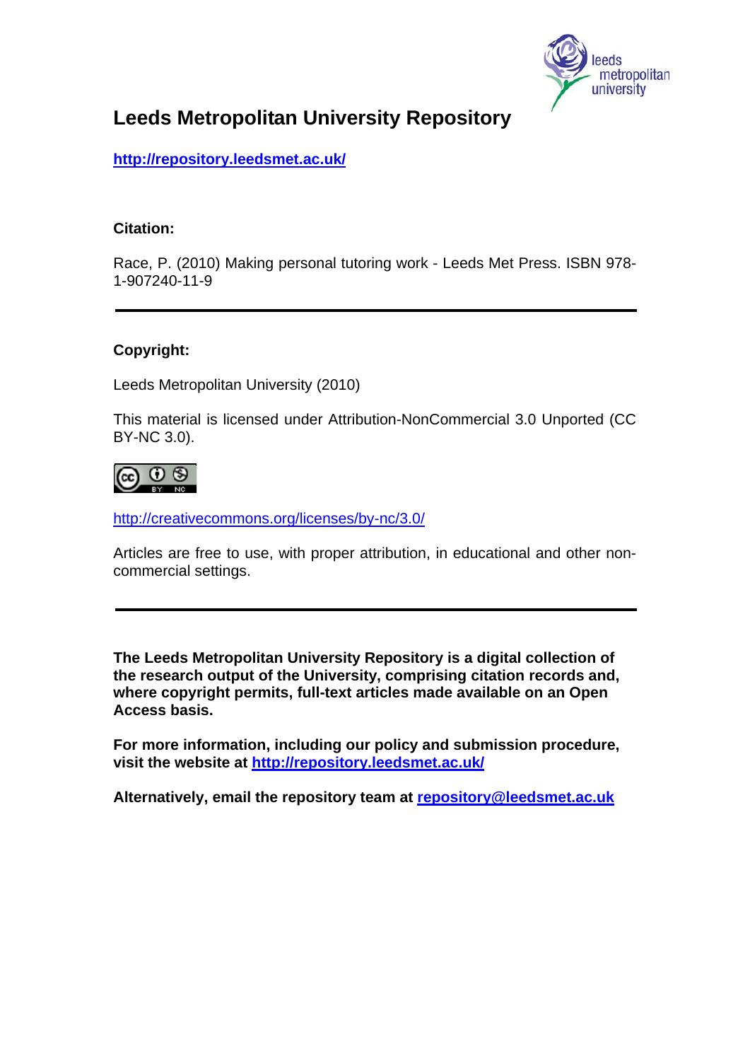# Leeds Metropolitan University Repository

**http://repository.leedsmet.ac.uk/**

**Citation:**

Race, P. (2010) Making personal tutoring work - Leeds Met Press. ISBN 978-1-907240-11-9

---

**Copyright:**

Leeds Metropolitan University (2010)

This material is licensed under Attribution-NonCommercial 3.0 Unported (CC BY-NC 3.0).

http://creativecommons.org/licenses/by-nc/3.0/

Articles are free to use, with proper attribution, in educational and other non-commercial settings.

---

**The Leeds Metropolitan University Repository is a digital collection of the research output of the University, comprising citation records and, where copyright permits, full-text articles made available on an Open Access basis.**

**For more information, including our policy and submission procedure, visit the website at http://repository.leedsmet.ac.uk/**

**Alternatively, email the repository team at repository@leedsmet.ac.uk**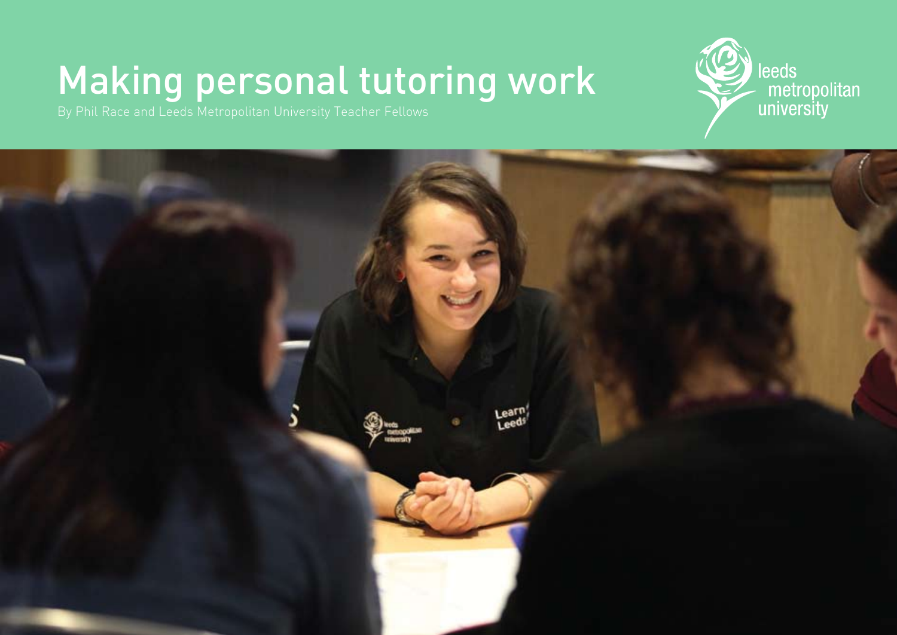# Making personal tutoring work

By Phil Race and Leeds Metropolitan University Teacher Fellows

leeds metropolitan university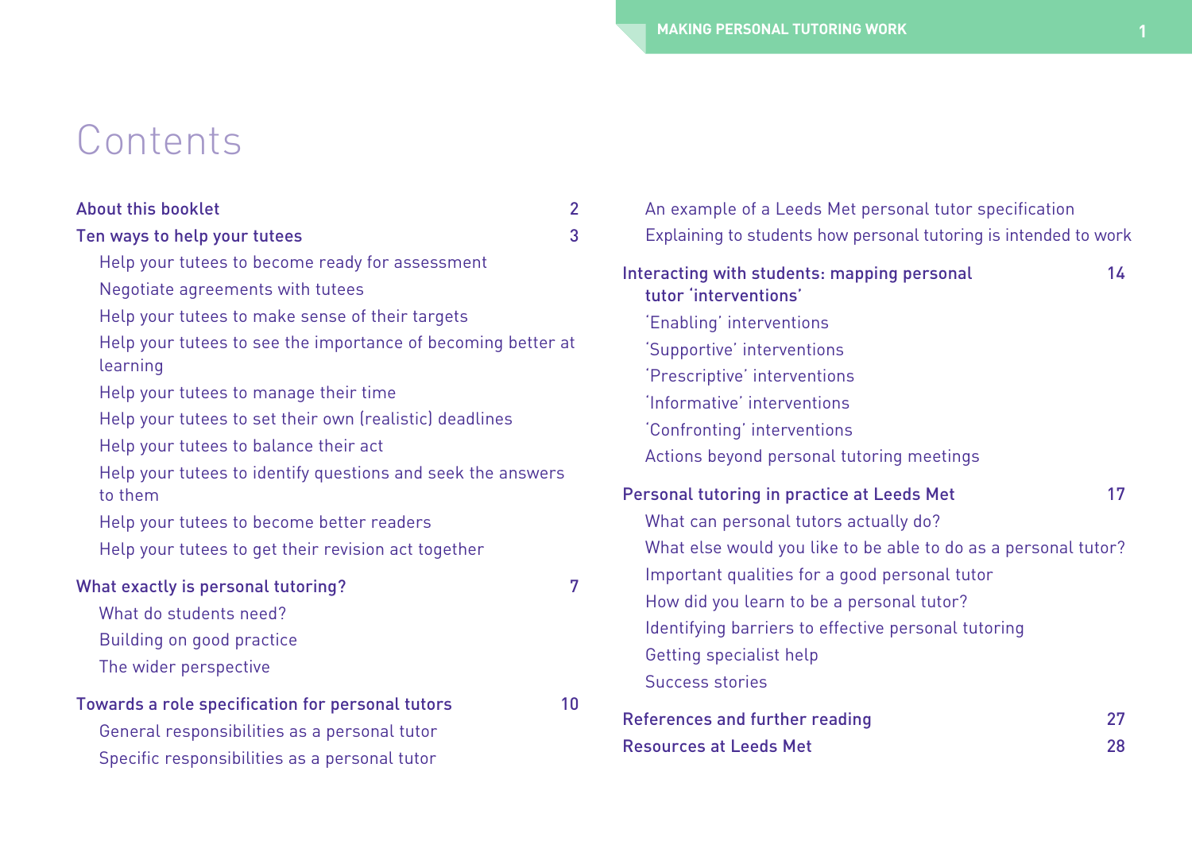# Contents

| | |
|---|---|
| **About this booklet** | 2 |
| **Ten ways to help your tutees** | 3 |
| Help your tutees to become ready for assessment | |
| Negotiate agreements with tutees | |
| Help your tutees to make sense of their targets | |
| Help your tutees to see the importance of becoming better at learning | |
| Help your tutees to manage their time | |
| Help your tutees to set their own (realistic) deadlines | |
| Help your tutees to balance their act | |
| Help your tutees to identify questions and seek the answers to them | |
| Help your tutees to become better readers | |
| Help your tutees to get their revision act together | |
| **What exactly is personal tutoring?** | 7 |
| What do students need? | |
| Building on good practice | |
| The wider perspective | |
| **Towards a role specification for personal tutors** | 10 |
| General responsibilities as a personal tutor | |
| Specific responsibilities as a personal tutor | |
| An example of a Leeds Met personal tutor specification | |
| Explaining to students how personal tutoring is intended to work | |
| **Interacting with students: mapping personal tutor 'interventions'** | 14 |
| 'Enabling' interventions | |
| 'Supportive' interventions | |
| 'Prescriptive' interventions | |
| 'Informative' interventions | |
| 'Confronting' interventions | |
| Actions beyond personal tutoring meetings | |
| **Personal tutoring in practice at Leeds Met** | 17 |
| What can personal tutors actually do? | |
| What else would you like to be able to do as a personal tutor? | |
| Important qualities for a good personal tutor | |
| How did you learn to be a personal tutor? | |
| Identifying barriers to effective personal tutoring | |
| Getting specialist help | |
| Success stories | |
| **References and further reading** | 27 |
| **Resources at Leeds Met** | 28 |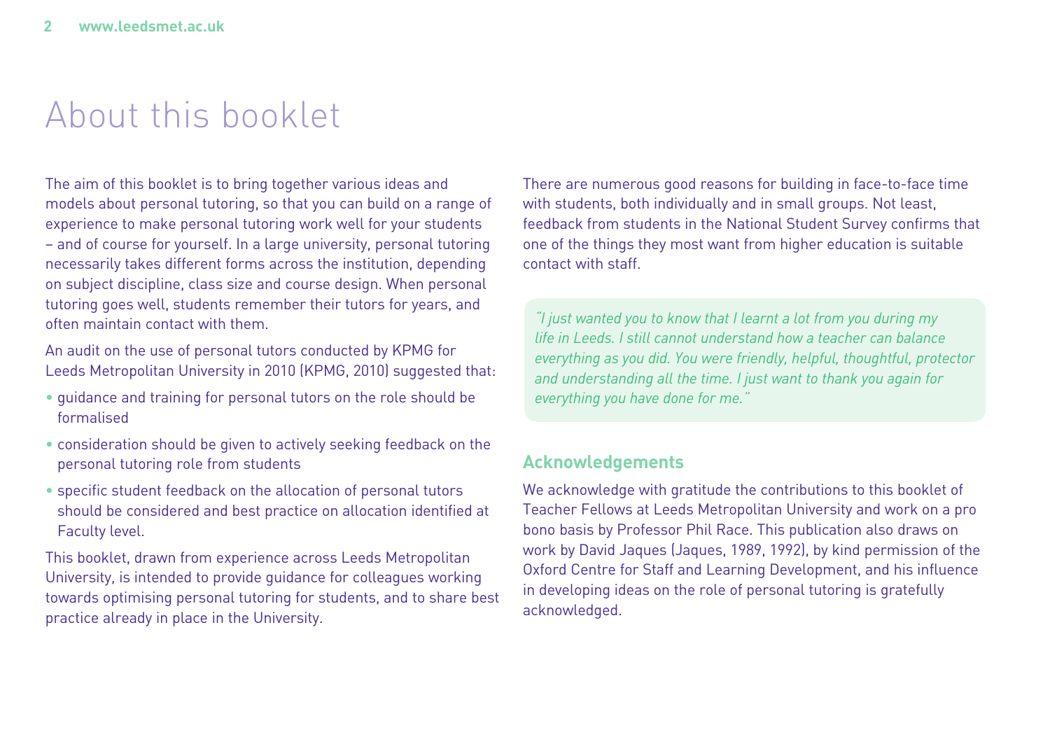# About this booklet

The aim of this booklet is to bring together various ideas and models about personal tutoring, so that you can build on a range of experience to make personal tutoring work well for your students – and of course for yourself. In a large university, personal tutoring necessarily takes different forms across the institution, depending on subject discipline, class size and course design. When personal tutoring goes well, students remember their tutors for years, and often maintain contact with them.

An audit on the use of personal tutors conducted by KPMG for Leeds Metropolitan University in 2010 (KPMG, 2010) suggested that:

- guidance and training for personal tutors on the role should be formalised
- consideration should be given to actively seeking feedback on the personal tutoring role from students
- specific student feedback on the allocation of personal tutors should be considered and best practice on allocation identified at Faculty level.

This booklet, drawn from experience across Leeds Metropolitan University, is intended to provide guidance for colleagues working towards optimising personal tutoring for students, and to share best practice already in place in the University.

There are numerous good reasons for building in face-to-face time with students, both individually and in small groups. Not least, feedback from students in the National Student Survey confirms that one of the things they most want from higher education is suitable contact with staff.

*"I just wanted you to know that I learnt a lot from you during my life in Leeds. I still cannot understand how a teacher can balance everything as you did. You were friendly, helpful, thoughtful, protector and understanding all the time. I just want to thank you again for everything you have done for me."*

## Acknowledgements

We acknowledge with gratitude the contributions to this booklet of Teacher Fellows at Leeds Metropolitan University and work on a pro bono basis by Professor Phil Race. This publication also draws on work by David Jaques (Jaques, 1989, 1992), by kind permission of the Oxford Centre for Staff and Learning Development, and his influence in developing ideas on the role of personal tutoring is gratefully acknowledged.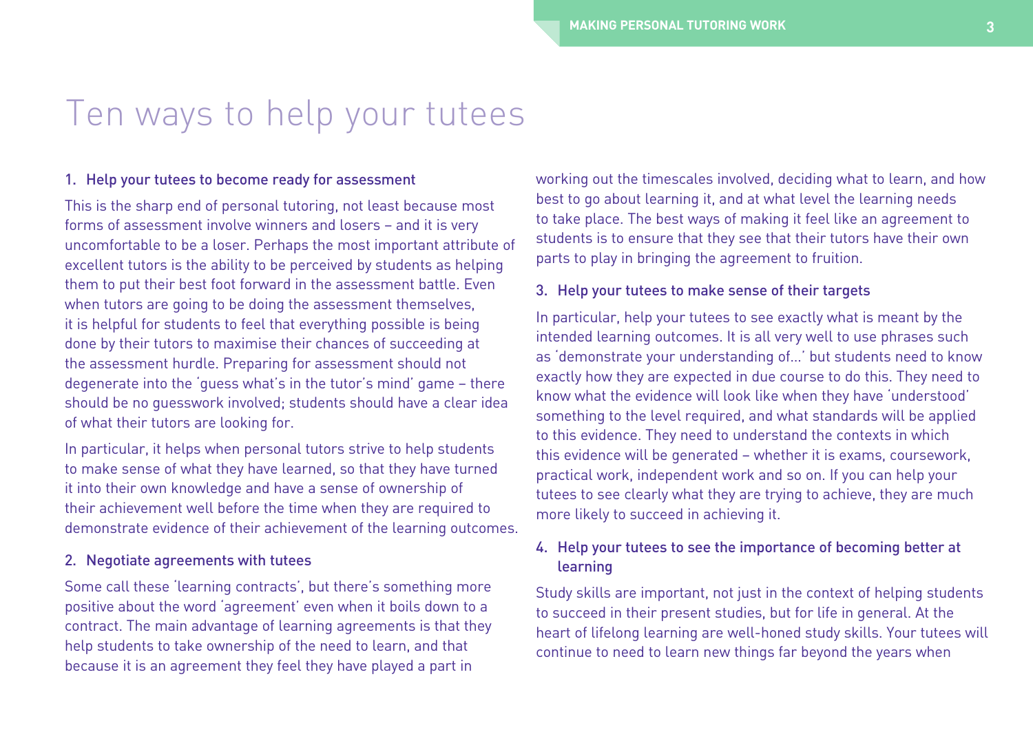# Ten ways to help your tutees

### 1. Help your tutees to become ready for assessment

This is the sharp end of personal tutoring, not least because most forms of assessment involve winners and losers – and it is very uncomfortable to be a loser. Perhaps the most important attribute of excellent tutors is the ability to be perceived by students as helping them to put their best foot forward in the assessment battle. Even when tutors are going to be doing the assessment themselves, it is helpful for students to feel that everything possible is being done by their tutors to maximise their chances of succeeding at the assessment hurdle. Preparing for assessment should not degenerate into the 'guess what's in the tutor's mind' game – there should be no guesswork involved; students should have a clear idea of what their tutors are looking for.

In particular, it helps when personal tutors strive to help students to make sense of what they have learned, so that they have turned it into their own knowledge and have a sense of ownership of their achievement well before the time when they are required to demonstrate evidence of their achievement of the learning outcomes.

### 2. Negotiate agreements with tutees

Some call these 'learning contracts', but there's something more positive about the word 'agreement' even when it boils down to a contract. The main advantage of learning agreements is that they help students to take ownership of the need to learn, and that because it is an agreement they feel they have played a part in working out the timescales involved, deciding what to learn, and how best to go about learning it, and at what level the learning needs to take place. The best ways of making it feel like an agreement to students is to ensure that they see that their tutors have their own parts to play in bringing the agreement to fruition.

### 3. Help your tutees to make sense of their targets

In particular, help your tutees to see exactly what is meant by the intended learning outcomes. It is all very well to use phrases such as 'demonstrate your understanding of…' but students need to know exactly how they are expected in due course to do this. They need to know what the evidence will look like when they have 'understood' something to the level required, and what standards will be applied to this evidence. They need to understand the contexts in which this evidence will be generated – whether it is exams, coursework, practical work, independent work and so on. If you can help your tutees to see clearly what they are trying to achieve, they are much more likely to succeed in achieving it.

### 4. Help your tutees to see the importance of becoming better at learning

Study skills are important, not just in the context of helping students to succeed in their present studies, but for life in general. At the heart of lifelong learning are well-honed study skills. Your tutees will continue to need to learn new things far beyond the years when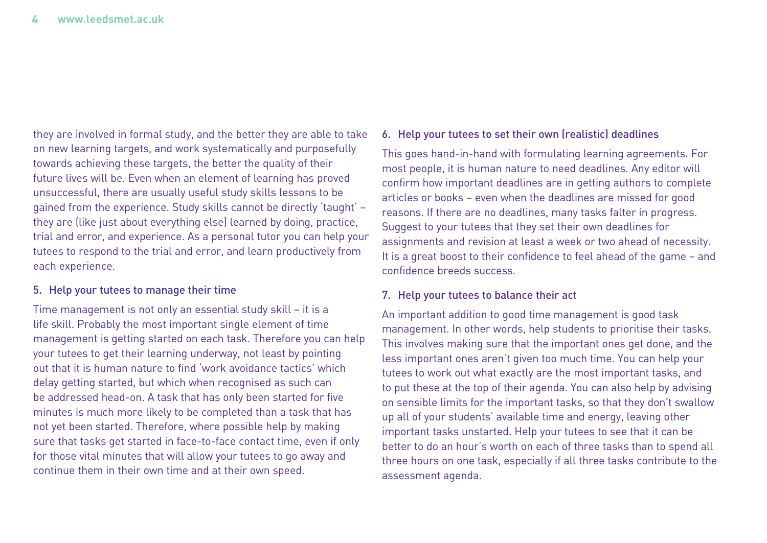they are involved in formal study, and the better they are able to take on new learning targets, and work systematically and purposefully towards achieving these targets, the better the quality of their future lives will be. Even when an element of learning has proved unsuccessful, there are usually useful study skills lessons to be gained from the experience. Study skills cannot be directly 'taught' – they are (like just about everything else) learned by doing, practice, trial and error, and experience. As a personal tutor you can help your tutees to respond to the trial and error, and learn productively from each experience.

### 5. Help your tutees to manage their time

Time management is not only an essential study skill – it is a life skill. Probably the most important single element of time management is getting started on each task. Therefore you can help your tutees to get their learning underway, not least by pointing out that it is human nature to find 'work avoidance tactics' which delay getting started, but which when recognised as such can be addressed head-on. A task that has only been started for five minutes is much more likely to be completed than a task that has not yet been started. Therefore, where possible help by making sure that tasks get started in face-to-face contact time, even if only for those vital minutes that will allow your tutees to go away and continue them in their own time and at their own speed.

### 6. Help your tutees to set their own (realistic) deadlines

This goes hand-in-hand with formulating learning agreements. For most people, it is human nature to need deadlines. Any editor will confirm how important deadlines are in getting authors to complete articles or books – even when the deadlines are missed for good reasons. If there are no deadlines, many tasks falter in progress. Suggest to your tutees that they set their own deadlines for assignments and revision at least a week or two ahead of necessity. It is a great boost to their confidence to feel ahead of the game – and confidence breeds success.

### 7. Help your tutees to balance their act

An important addition to good time management is good task management. In other words, help students to prioritise their tasks. This involves making sure that the important ones get done, and the less important ones aren't given too much time. You can help your tutees to work out what exactly are the most important tasks, and to put these at the top of their agenda. You can also help by advising on sensible limits for the important tasks, so that they don't swallow up all of your students' available time and energy, leaving other important tasks unstarted. Help your tutees to see that it can be better to do an hour's worth on each of three tasks than to spend all three hours on one task, especially if all three tasks contribute to the assessment agenda.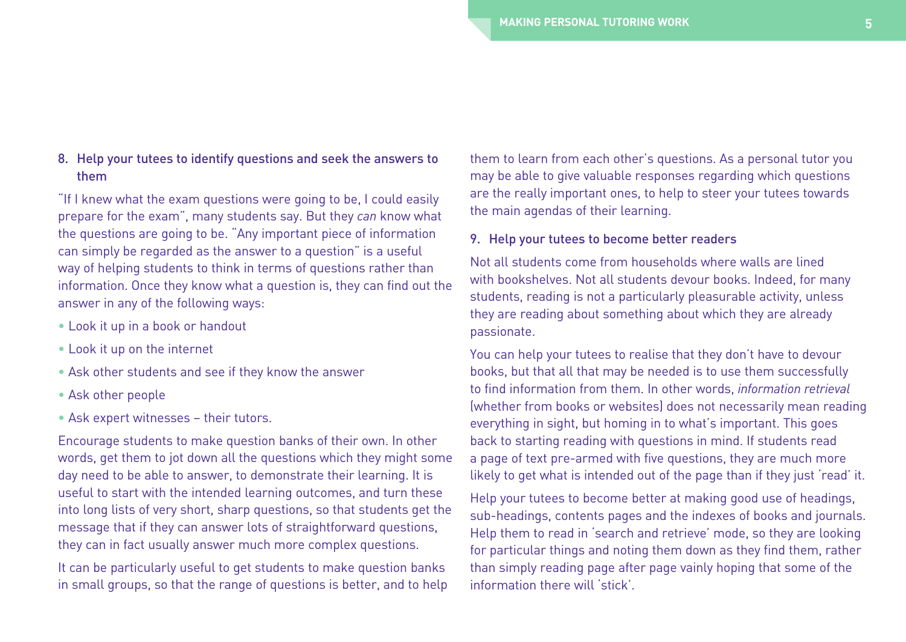### 8. Help your tutees to identify questions and seek the answers to them

"If I knew what the exam questions were going to be, I could easily prepare for the exam", many students say. But they *can* know what the questions are going to be. "Any important piece of information can simply be regarded as the answer to a question" is a useful way of helping students to think in terms of questions rather than information. Once they know what a question is, they can find out the answer in any of the following ways:

- Look it up in a book or handout
- Look it up on the internet
- Ask other students and see if they know the answer
- Ask other people
- Ask expert witnesses – their tutors.

Encourage students to make question banks of their own. In other words, get them to jot down all the questions which they might some day need to be able to answer, to demonstrate their learning. It is useful to start with the intended learning outcomes, and turn these into long lists of very short, sharp questions, so that students get the message that if they can answer lots of straightforward questions, they can in fact usually answer much more complex questions.

It can be particularly useful to get students to make question banks in small groups, so that the range of questions is better, and to help them to learn from each other's questions. As a personal tutor you may be able to give valuable responses regarding which questions are the really important ones, to help to steer your tutees towards the main agendas of their learning.

### 9. Help your tutees to become better readers

Not all students come from households where walls are lined with bookshelves. Not all students devour books. Indeed, for many students, reading is not a particularly pleasurable activity, unless they are reading about something about which they are already passionate.

You can help your tutees to realise that they don't have to devour books, but that all that may be needed is to use them successfully to find information from them. In other words, *information retrieval* (whether from books or websites) does not necessarily mean reading everything in sight, but homing in to what's important. This goes back to starting reading with questions in mind. If students read a page of text pre-armed with five questions, they are much more likely to get what is intended out of the page than if they just 'read' it.

Help your tutees to become better at making good use of headings, sub-headings, contents pages and the indexes of books and journals. Help them to read in 'search and retrieve' mode, so they are looking for particular things and noting them down as they find them, rather than simply reading page after page vainly hoping that some of the information there will 'stick'.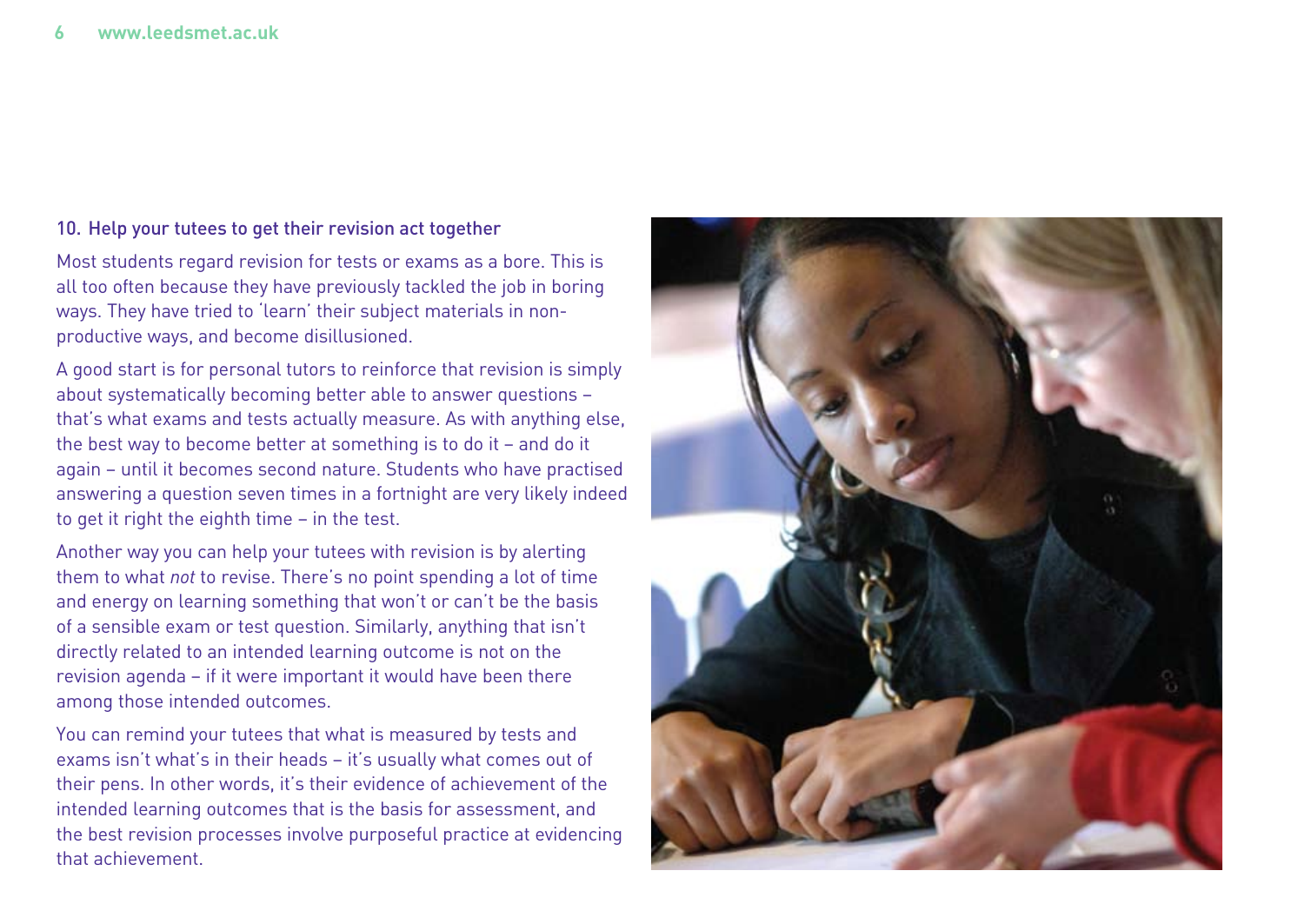### 10. Help your tutees to get their revision act together

Most students regard revision for tests or exams as a bore. This is all too often because they have previously tackled the job in boring ways. They have tried to 'learn' their subject materials in non-productive ways, and become disillusioned.

A good start is for personal tutors to reinforce that revision is simply about systematically becoming better able to answer questions – that's what exams and tests actually measure. As with anything else, the best way to become better at something is to do it – and do it again – until it becomes second nature. Students who have practised answering a question seven times in a fortnight are very likely indeed to get it right the eighth time – in the test.

Another way you can help your tutees with revision is by alerting them to what *not* to revise. There's no point spending a lot of time and energy on learning something that won't or can't be the basis of a sensible exam or test question. Similarly, anything that isn't directly related to an intended learning outcome is not on the revision agenda – if it were important it would have been there among those intended outcomes.

You can remind your tutees that what is measured by tests and exams isn't what's in their heads – it's usually what comes out of their pens. In other words, it's their evidence of achievement of the intended learning outcomes that is the basis for assessment, and the best revision processes involve purposeful practice at evidencing that achievement.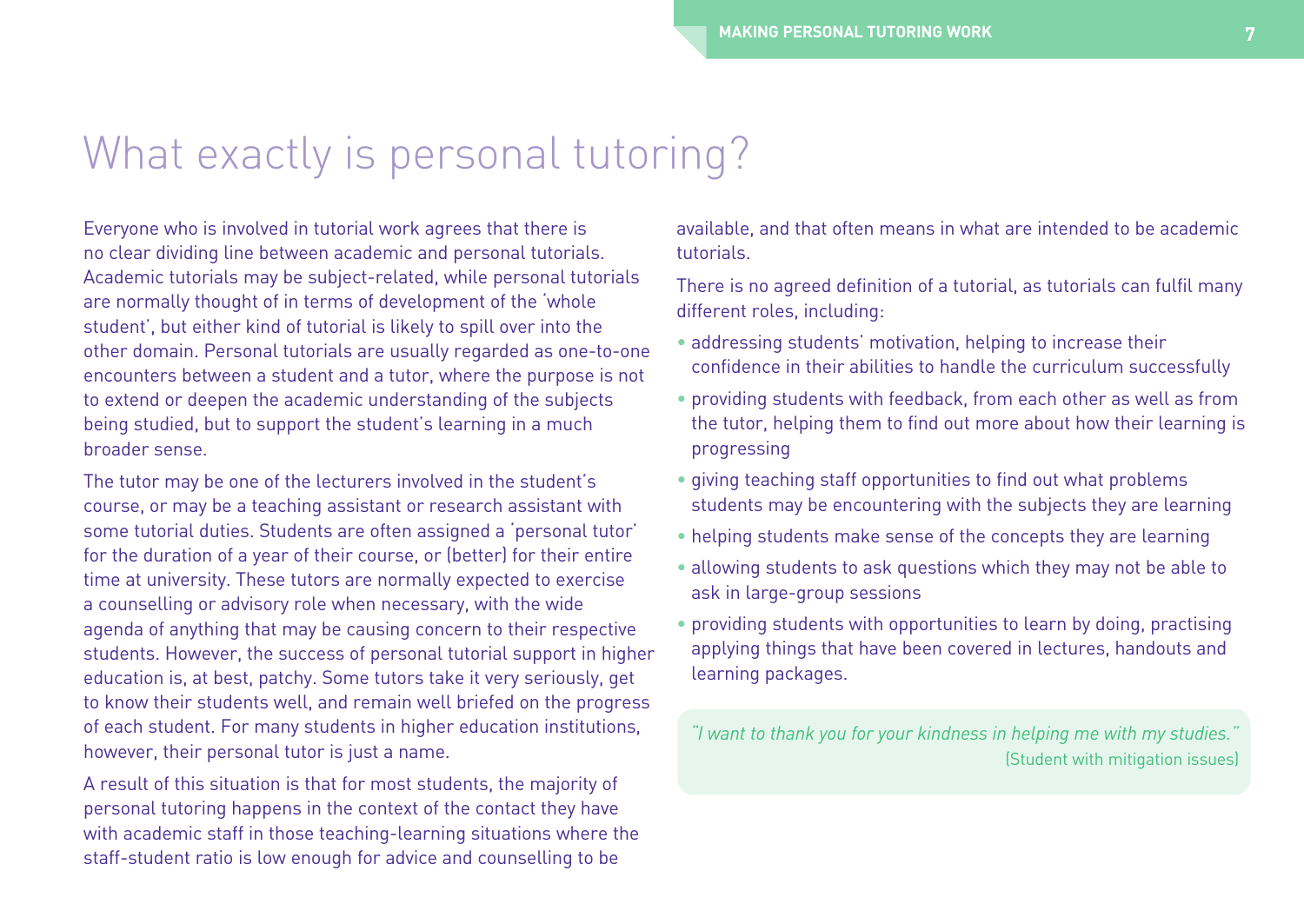# What exactly is personal tutoring?

Everyone who is involved in tutorial work agrees that there is no clear dividing line between academic and personal tutorials. Academic tutorials may be subject-related, while personal tutorials are normally thought of in terms of development of the 'whole student', but either kind of tutorial is likely to spill over into the other domain. Personal tutorials are usually regarded as one-to-one encounters between a student and a tutor, where the purpose is not to extend or deepen the academic understanding of the subjects being studied, but to support the student's learning in a much broader sense.

The tutor may be one of the lecturers involved in the student's course, or may be a teaching assistant or research assistant with some tutorial duties. Students are often assigned a 'personal tutor' for the duration of a year of their course, or (better) for their entire time at university. These tutors are normally expected to exercise a counselling or advisory role when necessary, with the wide agenda of anything that may be causing concern to their respective students. However, the success of personal tutorial support in higher education is, at best, patchy. Some tutors take it very seriously, get to know their students well, and remain well briefed on the progress of each student. For many students in higher education institutions, however, their personal tutor is just a name.

A result of this situation is that for most students, the majority of personal tutoring happens in the context of the contact they have with academic staff in those teaching-learning situations where the staff-student ratio is low enough for advice and counselling to be available, and that often means in what are intended to be academic tutorials.

There is no agreed definition of a tutorial, as tutorials can fulfil many different roles, including:

- addressing students' motivation, helping to increase their confidence in their abilities to handle the curriculum successfully
- providing students with feedback, from each other as well as from the tutor, helping them to find out more about how their learning is progressing
- giving teaching staff opportunities to find out what problems students may be encountering with the subjects they are learning
- helping students make sense of the concepts they are learning
- allowing students to ask questions which they may not be able to ask in large-group sessions
- providing students with opportunities to learn by doing, practising applying things that have been covered in lectures, handouts and learning packages.

*"I want to thank you for your kindness in helping me with my studies."*
(Student with mitigation issues)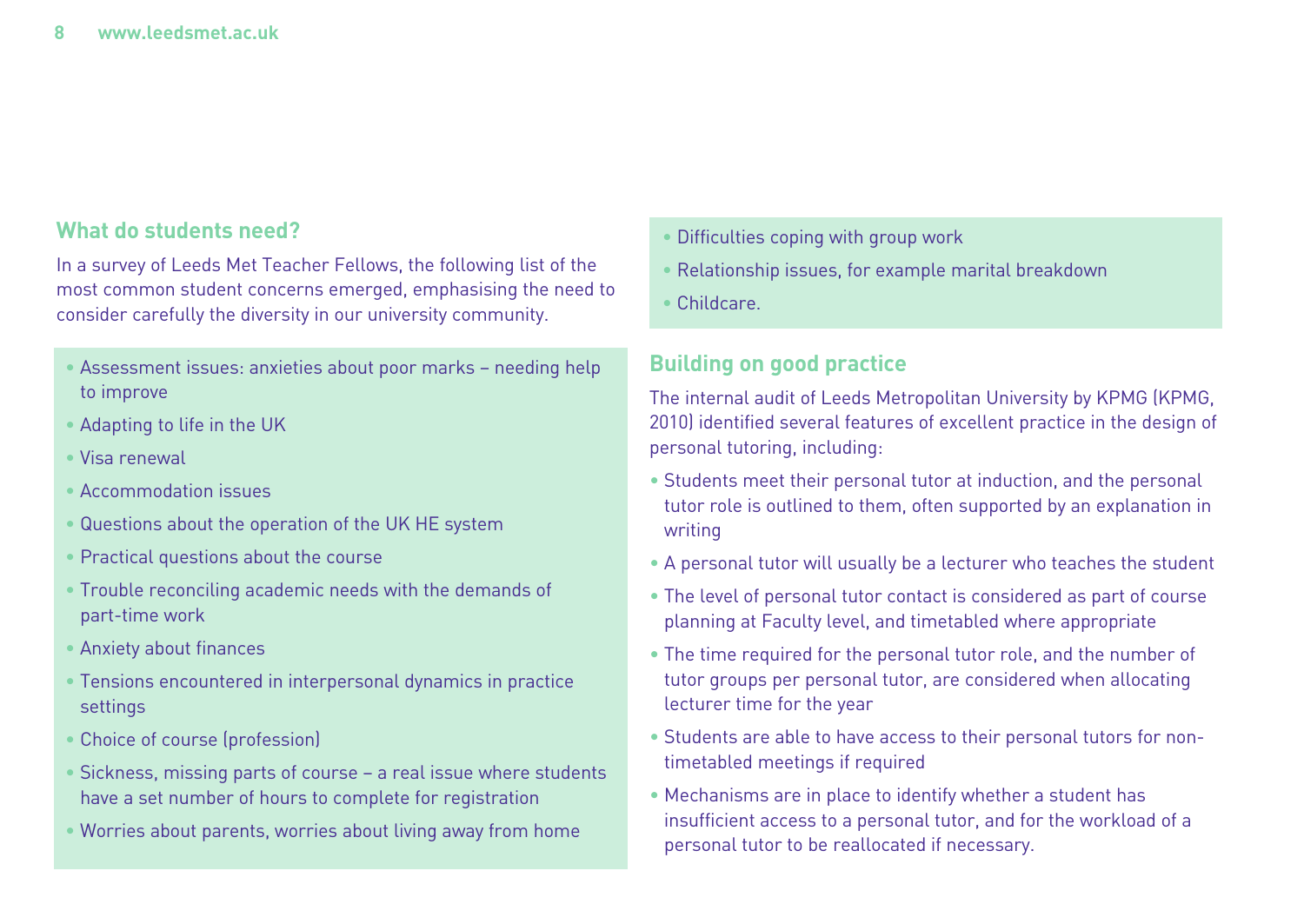## What do students need?

In a survey of Leeds Met Teacher Fellows, the following list of the most common student concerns emerged, emphasising the need to consider carefully the diversity in our university community.

- Assessment issues: anxieties about poor marks – needing help to improve
- Adapting to life in the UK
- Visa renewal
- Accommodation issues
- Questions about the operation of the UK HE system
- Practical questions about the course
- Trouble reconciling academic needs with the demands of part-time work
- Anxiety about finances
- Tensions encountered in interpersonal dynamics in practice settings
- Choice of course (profession)
- Sickness, missing parts of course – a real issue where students have a set number of hours to complete for registration
- Worries about parents, worries about living away from home
- Difficulties coping with group work
- Relationship issues, for example marital breakdown
- Childcare.

## Building on good practice

The internal audit of Leeds Metropolitan University by KPMG (KPMG, 2010) identified several features of excellent practice in the design of personal tutoring, including:

- Students meet their personal tutor at induction, and the personal tutor role is outlined to them, often supported by an explanation in writing
- A personal tutor will usually be a lecturer who teaches the student
- The level of personal tutor contact is considered as part of course planning at Faculty level, and timetabled where appropriate
- The time required for the personal tutor role, and the number of tutor groups per personal tutor, are considered when allocating lecturer time for the year
- Students are able to have access to their personal tutors for non-timetabled meetings if required
- Mechanisms are in place to identify whether a student has insufficient access to a personal tutor, and for the workload of a personal tutor to be reallocated if necessary.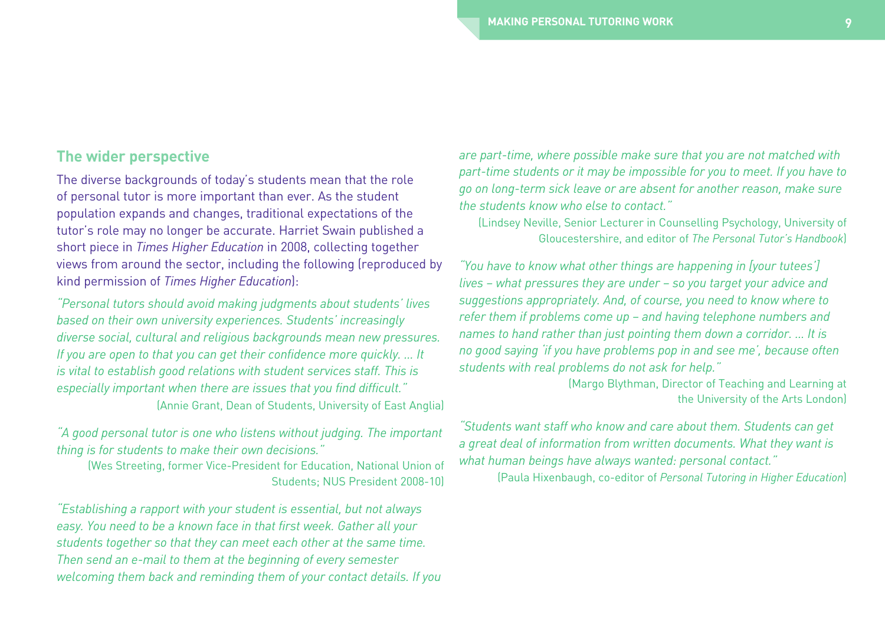## The wider perspective

The diverse backgrounds of today's students mean that the role of personal tutor is more important than ever. As the student population expands and changes, traditional expectations of the tutor's role may no longer be accurate. Harriet Swain published a short piece in *Times Higher Education* in 2008, collecting together views from around the sector, including the following (reproduced by kind permission of *Times Higher Education*):

*"Personal tutors should avoid making judgments about students' lives based on their own university experiences. Students' increasingly diverse social, cultural and religious backgrounds mean new pressures. If you are open to that you can get their confidence more quickly. ... It is vital to establish good relations with student services staff. This is especially important when there are issues that you find difficult."*

(Annie Grant, Dean of Students, University of East Anglia)

*"A good personal tutor is one who listens without judging. The important thing is for students to make their own decisions."*

(Wes Streeting, former Vice-President for Education, National Union of Students; NUS President 2008-10)

*"Establishing a rapport with your student is essential, but not always easy. You need to be a known face in that first week. Gather all your students together so that they can meet each other at the same time. Then send an e-mail to them at the beginning of every semester welcoming them back and reminding them of your contact details. If you are part-time, where possible make sure that you are not matched with part-time students or it may be impossible for you to meet. If you have to go on long-term sick leave or are absent for another reason, make sure the students know who else to contact."*

(Lindsey Neville, Senior Lecturer in Counselling Psychology, University of Gloucestershire, and editor of *The Personal Tutor's Handbook*)

*"You have to know what other things are happening in [your tutees'] lives – what pressures they are under – so you target your advice and suggestions appropriately. And, of course, you need to know where to refer them if problems come up – and having telephone numbers and names to hand rather than just pointing them down a corridor. ... It is no good saying 'if you have problems pop in and see me', because often students with real problems do not ask for help."*

(Margo Blythman, Director of Teaching and Learning at the University of the Arts London)

*"Students want staff who know and care about them. Students can get a great deal of information from written documents. What they want is what human beings have always wanted: personal contact."*

(Paula Hixenbaugh, co-editor of *Personal Tutoring in Higher Education*)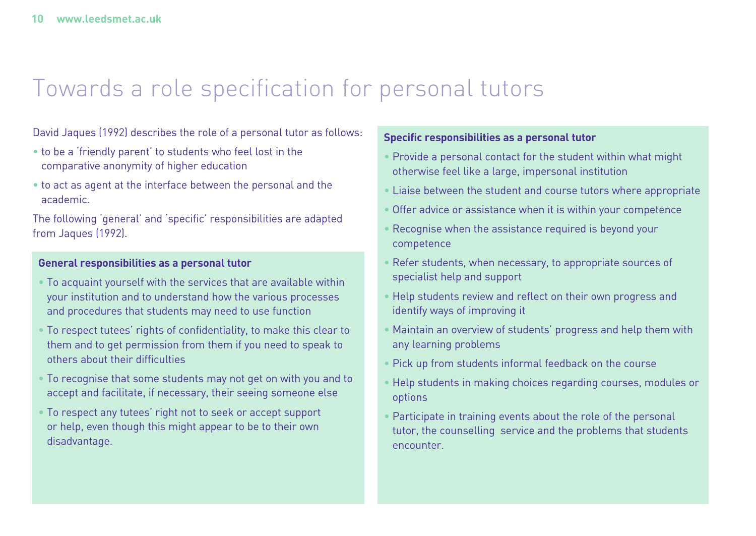# Towards a role specification for personal tutors

David Jaques (1992) describes the role of a personal tutor as follows:

- to be a 'friendly parent' to students who feel lost in the comparative anonymity of higher education
- to act as agent at the interface between the personal and the academic.

The following 'general' and 'specific' responsibilities are adapted from Jaques (1992).

**General responsibilities as a personal tutor**

- To acquaint yourself with the services that are available within your institution and to understand how the various processes and procedures that students may need to use function
- To respect tutees' rights of confidentiality, to make this clear to them and to get permission from them if you need to speak to others about their difficulties
- To recognise that some students may not get on with you and to accept and facilitate, if necessary, their seeing someone else
- To respect any tutees' right not to seek or accept support or help, even though this might appear to be to their own disadvantage.

**Specific responsibilities as a personal tutor**

- Provide a personal contact for the student within what might otherwise feel like a large, impersonal institution
- Liaise between the student and course tutors where appropriate
- Offer advice or assistance when it is within your competence
- Recognise when the assistance required is beyond your competence
- Refer students, when necessary, to appropriate sources of specialist help and support
- Help students review and reflect on their own progress and identify ways of improving it
- Maintain an overview of students' progress and help them with any learning problems
- Pick up from students informal feedback on the course
- Help students in making choices regarding courses, modules or options
- Participate in training events about the role of the personal tutor, the counselling service and the problems that students encounter.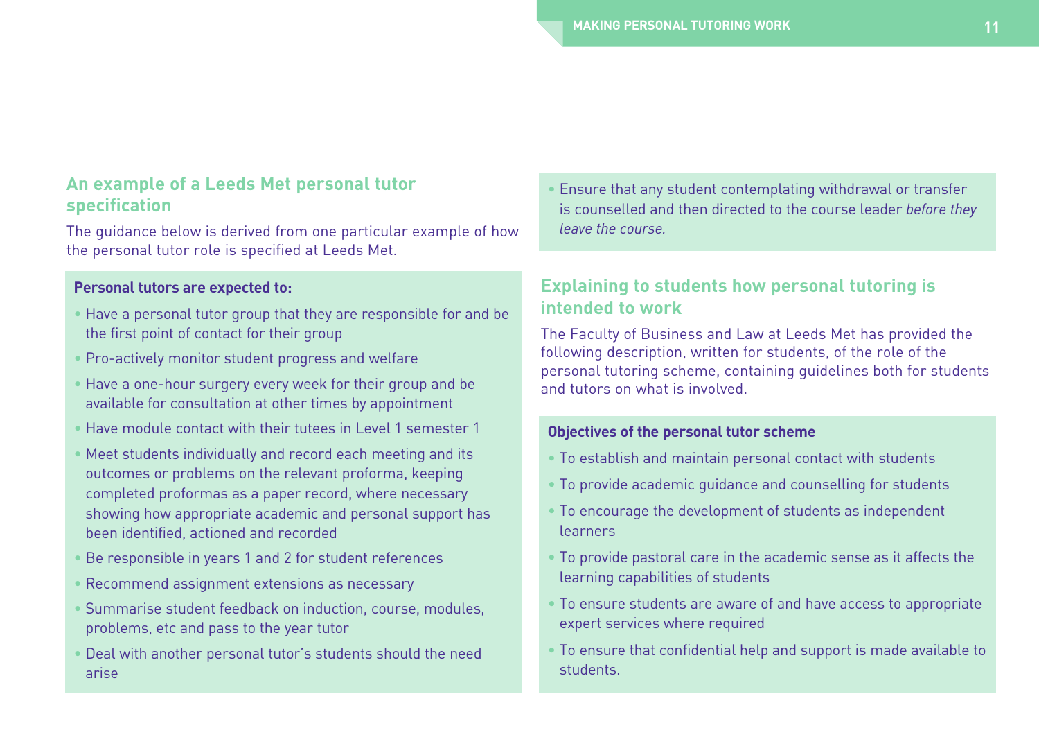## An example of a Leeds Met personal tutor specification

The guidance below is derived from one particular example of how the personal tutor role is specified at Leeds Met.

**Personal tutors are expected to:**

- Have a personal tutor group that they are responsible for and be the first point of contact for their group
- Pro-actively monitor student progress and welfare
- Have a one-hour surgery every week for their group and be available for consultation at other times by appointment
- Have module contact with their tutees in Level 1 semester 1
- Meet students individually and record each meeting and its outcomes or problems on the relevant proforma, keeping completed proformas as a paper record, where necessary showing how appropriate academic and personal support has been identified, actioned and recorded
- Be responsible in years 1 and 2 for student references
- Recommend assignment extensions as necessary
- Summarise student feedback on induction, course, modules, problems, etc and pass to the year tutor
- Deal with another personal tutor's students should the need arise
- Ensure that any student contemplating withdrawal or transfer is counselled and then directed to the course leader *before they leave the course.*

## Explaining to students how personal tutoring is intended to work

The Faculty of Business and Law at Leeds Met has provided the following description, written for students, of the role of the personal tutoring scheme, containing guidelines both for students and tutors on what is involved.

**Objectives of the personal tutor scheme**

- To establish and maintain personal contact with students
- To provide academic guidance and counselling for students
- To encourage the development of students as independent learners
- To provide pastoral care in the academic sense as it affects the learning capabilities of students
- To ensure students are aware of and have access to appropriate expert services where required
- To ensure that confidential help and support is made available to students.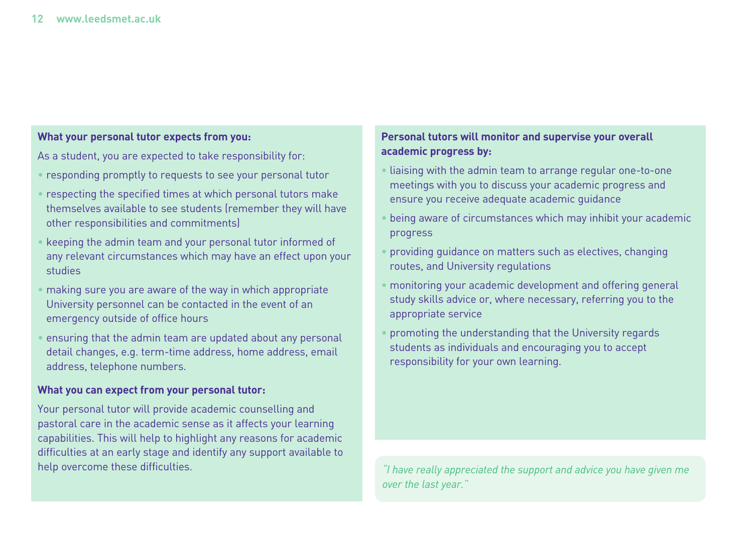**What your personal tutor expects from you:**

As a student, you are expected to take responsibility for:

- responding promptly to requests to see your personal tutor
- respecting the specified times at which personal tutors make themselves available to see students (remember they will have other responsibilities and commitments)
- keeping the admin team and your personal tutor informed of any relevant circumstances which may have an effect upon your studies
- making sure you are aware of the way in which appropriate University personnel can be contacted in the event of an emergency outside of office hours
- ensuring that the admin team are updated about any personal detail changes, e.g. term-time address, home address, email address, telephone numbers.

**What you can expect from your personal tutor:**

Your personal tutor will provide academic counselling and pastoral care in the academic sense as it affects your learning capabilities. This will help to highlight any reasons for academic difficulties at an early stage and identify any support available to help overcome these difficulties.

**Personal tutors will monitor and supervise your overall academic progress by:**

- liaising with the admin team to arrange regular one-to-one meetings with you to discuss your academic progress and ensure you receive adequate academic guidance
- being aware of circumstances which may inhibit your academic progress
- providing guidance on matters such as electives, changing routes, and University regulations
- monitoring your academic development and offering general study skills advice or, where necessary, referring you to the appropriate service
- promoting the understanding that the University regards students as individuals and encouraging you to accept responsibility for your own learning.

*"I have really appreciated the support and advice you have given me over the last year."*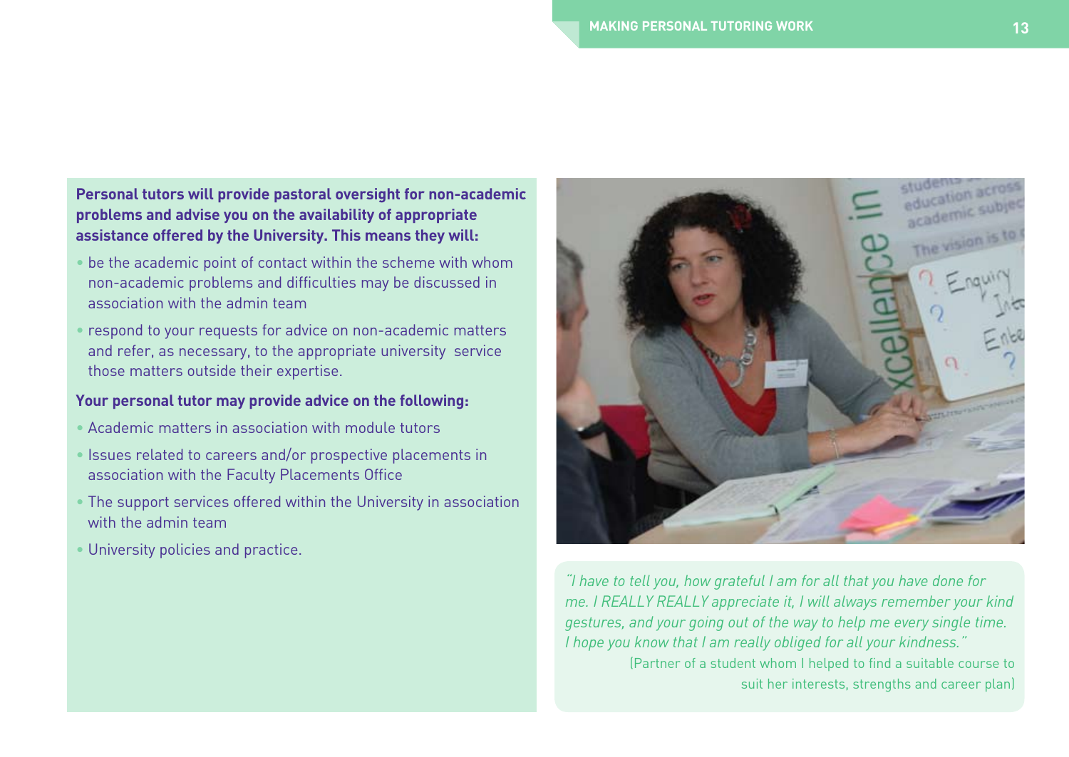**Personal tutors will provide pastoral oversight for non-academic problems and advise you on the availability of appropriate assistance offered by the University. This means they will:**

- be the academic point of contact within the scheme with whom non-academic problems and difficulties may be discussed in association with the admin team
- respond to your requests for advice on non-academic matters and refer, as necessary, to the appropriate university service those matters outside their expertise.

**Your personal tutor may provide advice on the following:**

- Academic matters in association with module tutors
- Issues related to careers and/or prospective placements in association with the Faculty Placements Office
- The support services offered within the University in association with the admin team
- University policies and practice.

*"I have to tell you, how grateful I am for all that you have done for me. I REALLY REALLY appreciate it, I will always remember your kind gestures, and your going out of the way to help me every single time. I hope you know that I am really obliged for all your kindness."*

(Partner of a student whom I helped to find a suitable course to suit her interests, strengths and career plan)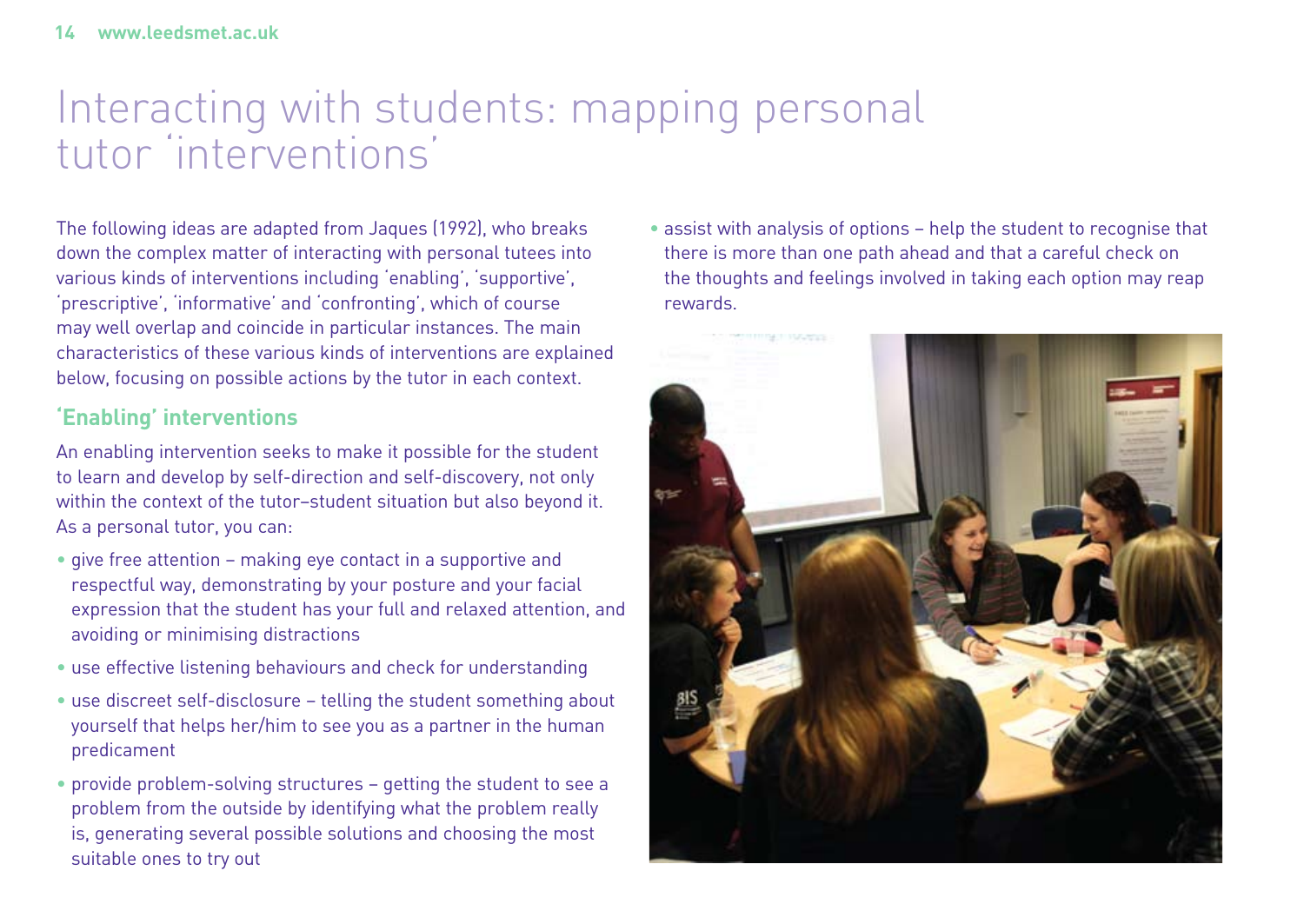# Interacting with students: mapping personal tutor 'interventions'

The following ideas are adapted from Jaques (1992), who breaks down the complex matter of interacting with personal tutees into various kinds of interventions including 'enabling', 'supportive', 'prescriptive', 'informative' and 'confronting', which of course may well overlap and coincide in particular instances. The main characteristics of these various kinds of interventions are explained below, focusing on possible actions by the tutor in each context.

## 'Enabling' interventions

An enabling intervention seeks to make it possible for the student to learn and develop by self-direction and self-discovery, not only within the context of the tutor–student situation but also beyond it. As a personal tutor, you can:

- give free attention – making eye contact in a supportive and respectful way, demonstrating by your posture and your facial expression that the student has your full and relaxed attention, and avoiding or minimising distractions
- use effective listening behaviours and check for understanding
- use discreet self-disclosure – telling the student something about yourself that helps her/him to see you as a partner in the human predicament
- provide problem-solving structures – getting the student to see a problem from the outside by identifying what the problem really is, generating several possible solutions and choosing the most suitable ones to try out
- assist with analysis of options – help the student to recognise that there is more than one path ahead and that a careful check on the thoughts and feelings involved in taking each option may reap rewards.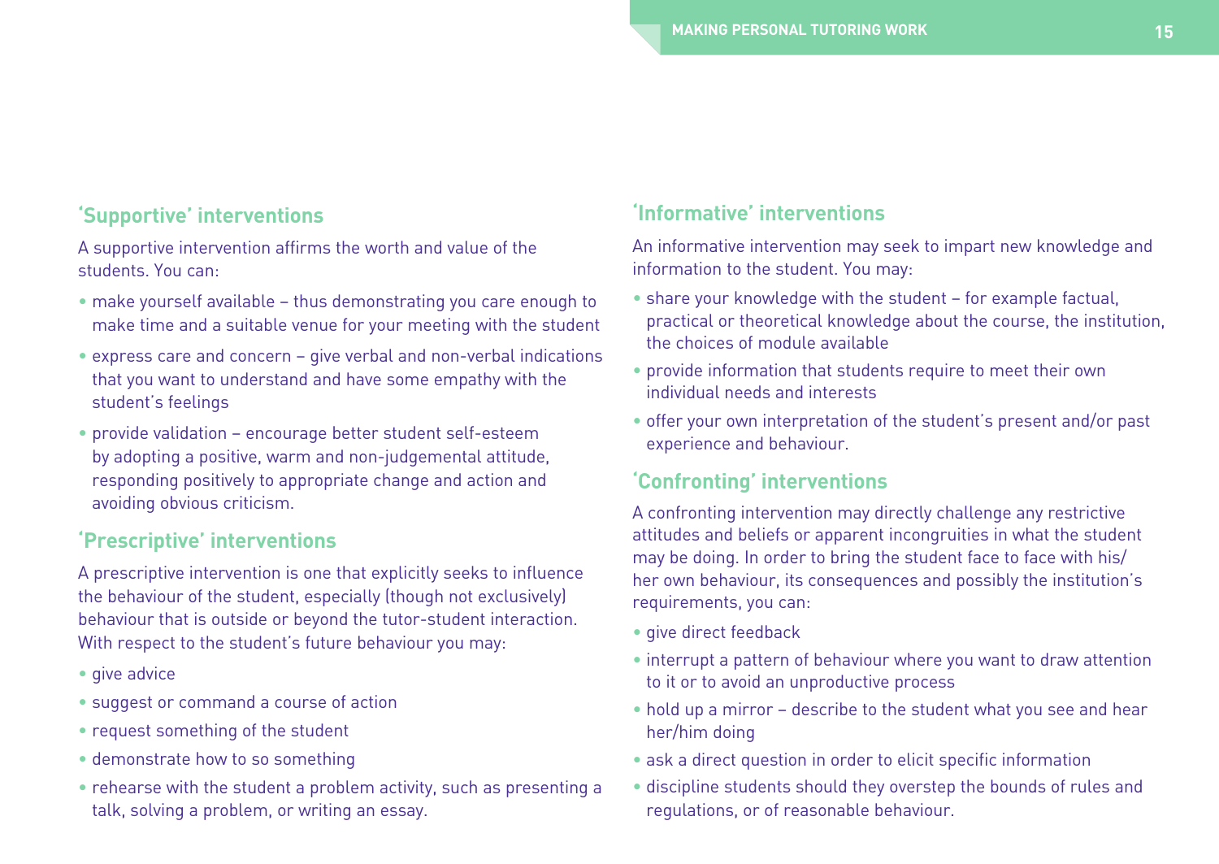## 'Supportive' interventions

A supportive intervention affirms the worth and value of the students. You can:

- make yourself available – thus demonstrating you care enough to make time and a suitable venue for your meeting with the student
- express care and concern – give verbal and non-verbal indications that you want to understand and have some empathy with the student's feelings
- provide validation – encourage better student self-esteem by adopting a positive, warm and non-judgemental attitude, responding positively to appropriate change and action and avoiding obvious criticism.

## 'Prescriptive' interventions

A prescriptive intervention is one that explicitly seeks to influence the behaviour of the student, especially (though not exclusively) behaviour that is outside or beyond the tutor-student interaction. With respect to the student's future behaviour you may:

- give advice
- suggest or command a course of action
- request something of the student
- demonstrate how to so something
- rehearse with the student a problem activity, such as presenting a talk, solving a problem, or writing an essay.

## 'Informative' interventions

An informative intervention may seek to impart new knowledge and information to the student. You may:

- share your knowledge with the student – for example factual, practical or theoretical knowledge about the course, the institution, the choices of module available
- provide information that students require to meet their own individual needs and interests
- offer your own interpretation of the student's present and/or past experience and behaviour.

## 'Confronting' interventions

A confronting intervention may directly challenge any restrictive attitudes and beliefs or apparent incongruities in what the student may be doing. In order to bring the student face to face with his/her own behaviour, its consequences and possibly the institution's requirements, you can:

- give direct feedback
- interrupt a pattern of behaviour where you want to draw attention to it or to avoid an unproductive process
- hold up a mirror – describe to the student what you see and hear her/him doing
- ask a direct question in order to elicit specific information
- discipline students should they overstep the bounds of rules and regulations, or of reasonable behaviour.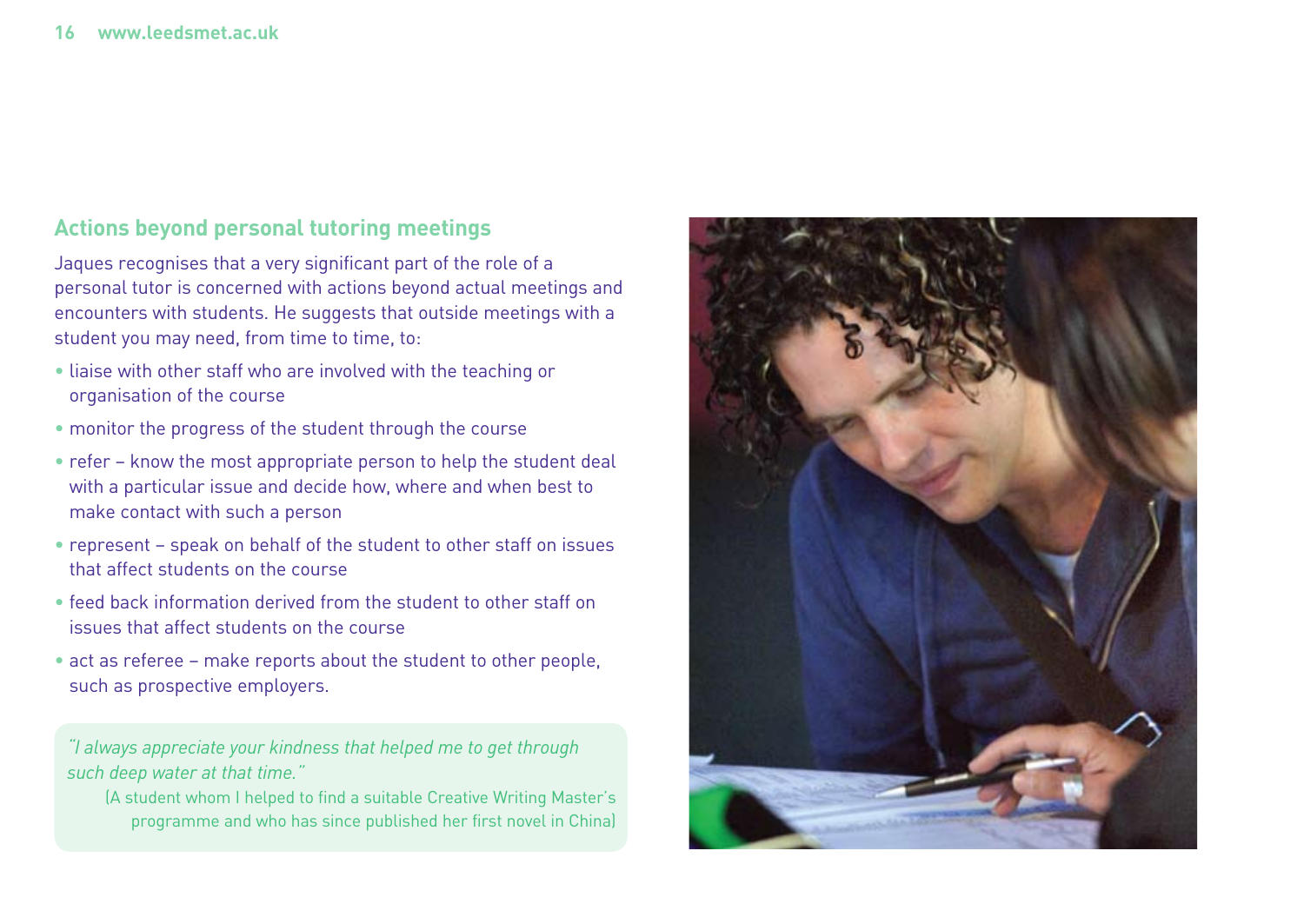## Actions beyond personal tutoring meetings

Jaques recognises that a very significant part of the role of a personal tutor is concerned with actions beyond actual meetings and encounters with students. He suggests that outside meetings with a student you may need, from time to time, to:

- liaise with other staff who are involved with the teaching or organisation of the course
- monitor the progress of the student through the course
- refer – know the most appropriate person to help the student deal with a particular issue and decide how, where and when best to make contact with such a person
- represent – speak on behalf of the student to other staff on issues that affect students on the course
- feed back information derived from the student to other staff on issues that affect students on the course
- act as referee – make reports about the student to other people, such as prospective employers.

> *"I always appreciate your kindness that helped me to get through such deep water at that time."*
>
> (A student whom I helped to find a suitable Creative Writing Master's programme and who has since published her first novel in China)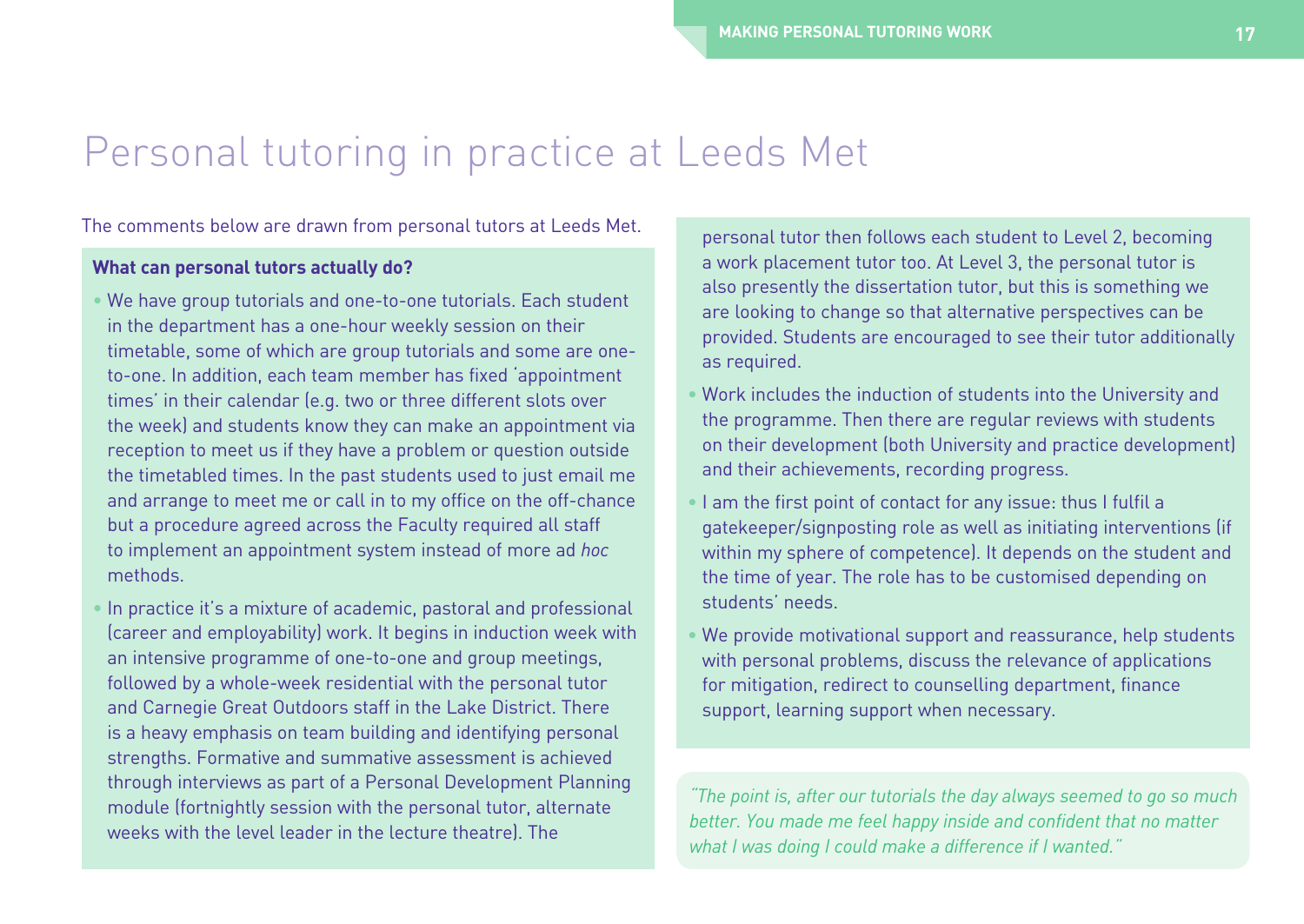# Personal tutoring in practice at Leeds Met

The comments below are drawn from personal tutors at Leeds Met.

**What can personal tutors actually do?**

- We have group tutorials and one-to-one tutorials. Each student in the department has a one-hour weekly session on their timetable, some of which are group tutorials and some are one-to-one. In addition, each team member has fixed 'appointment times' in their calendar (e.g. two or three different slots over the week) and students know they can make an appointment via reception to meet us if they have a problem or question outside the timetabled times. In the past students used to just email me and arrange to meet me or call in to my office on the off-chance but a procedure agreed across the Faculty required all staff to implement an appointment system instead of more ad *hoc* methods.
- In practice it's a mixture of academic, pastoral and professional (career and employability) work. It begins in induction week with an intensive programme of one-to-one and group meetings, followed by a whole-week residential with the personal tutor and Carnegie Great Outdoors staff in the Lake District. There is a heavy emphasis on team building and identifying personal strengths. Formative and summative assessment is achieved through interviews as part of a Personal Development Planning module (fortnightly session with the personal tutor, alternate weeks with the level leader in the lecture theatre). The personal tutor then follows each student to Level 2, becoming a work placement tutor too. At Level 3, the personal tutor is also presently the dissertation tutor, but this is something we are looking to change so that alternative perspectives can be provided. Students are encouraged to see their tutor additionally as required.
- Work includes the induction of students into the University and the programme. Then there are regular reviews with students on their development (both University and practice development) and their achievements, recording progress.
- I am the first point of contact for any issue: thus I fulfil a gatekeeper/signposting role as well as initiating interventions (if within my sphere of competence). It depends on the student and the time of year. The role has to be customised depending on students' needs.
- We provide motivational support and reassurance, help students with personal problems, discuss the relevance of applications for mitigation, redirect to counselling department, finance support, learning support when necessary.

*"The point is, after our tutorials the day always seemed to go so much better. You made me feel happy inside and confident that no matter what I was doing I could make a difference if I wanted."*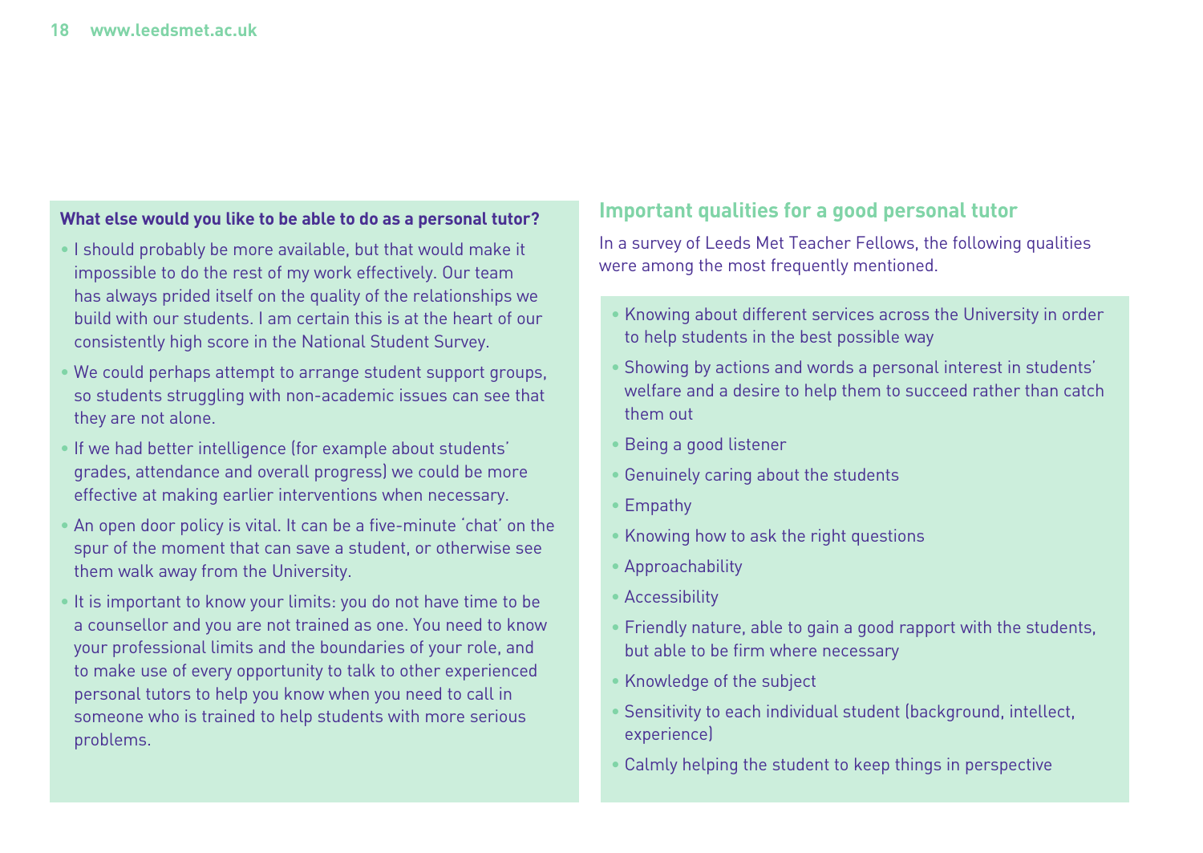**What else would you like to be able to do as a personal tutor?**

- I should probably be more available, but that would make it impossible to do the rest of my work effectively. Our team has always prided itself on the quality of the relationships we build with our students. I am certain this is at the heart of our consistently high score in the National Student Survey.
- We could perhaps attempt to arrange student support groups, so students struggling with non-academic issues can see that they are not alone.
- If we had better intelligence (for example about students' grades, attendance and overall progress) we could be more effective at making earlier interventions when necessary.
- An open door policy is vital. It can be a five-minute 'chat' on the spur of the moment that can save a student, or otherwise see them walk away from the University.
- It is important to know your limits: you do not have time to be a counsellor and you are not trained as one. You need to know your professional limits and the boundaries of your role, and to make use of every opportunity to talk to other experienced personal tutors to help you know when you need to call in someone who is trained to help students with more serious problems.

## Important qualities for a good personal tutor

In a survey of Leeds Met Teacher Fellows, the following qualities were among the most frequently mentioned.

- Knowing about different services across the University in order to help students in the best possible way
- Showing by actions and words a personal interest in students' welfare and a desire to help them to succeed rather than catch them out
- Being a good listener
- Genuinely caring about the students
- Empathy
- Knowing how to ask the right questions
- Approachability
- Accessibility
- Friendly nature, able to gain a good rapport with the students, but able to be firm where necessary
- Knowledge of the subject
- Sensitivity to each individual student (background, intellect, experience)
- Calmly helping the student to keep things in perspective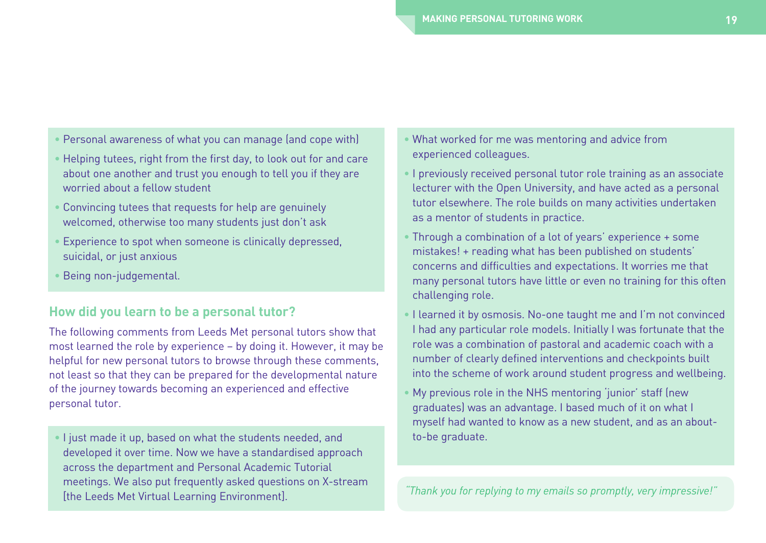- Personal awareness of what you can manage (and cope with)
- Helping tutees, right from the first day, to look out for and care about one another and trust you enough to tell you if they are worried about a fellow student
- Convincing tutees that requests for help are genuinely welcomed, otherwise too many students just don't ask
- Experience to spot when someone is clinically depressed, suicidal, or just anxious
- Being non-judgemental.

### How did you learn to be a personal tutor?

The following comments from Leeds Met personal tutors show that most learned the role by experience – by doing it. However, it may be helpful for new personal tutors to browse through these comments, not least so that they can be prepared for the developmental nature of the journey towards becoming an experienced and effective personal tutor.

- I just made it up, based on what the students needed, and developed it over time. Now we have a standardised approach across the department and Personal Academic Tutorial meetings. We also put frequently asked questions on X-stream [the Leeds Met Virtual Learning Environment].
- What worked for me was mentoring and advice from experienced colleagues.
- I previously received personal tutor role training as an associate lecturer with the Open University, and have acted as a personal tutor elsewhere. The role builds on many activities undertaken as a mentor of students in practice.
- Through a combination of a lot of years' experience + some mistakes! + reading what has been published on students' concerns and difficulties and expectations. It worries me that many personal tutors have little or even no training for this often challenging role.
- I learned it by osmosis. No-one taught me and I'm not convinced I had any particular role models. Initially I was fortunate that the role was a combination of pastoral and academic coach with a number of clearly defined interventions and checkpoints built into the scheme of work around student progress and wellbeing.
- My previous role in the NHS mentoring 'junior' staff (new graduates) was an advantage. I based much of it on what I myself had wanted to know as a new student, and as an about-to-be graduate.

*"Thank you for replying to my emails so promptly, very impressive!"*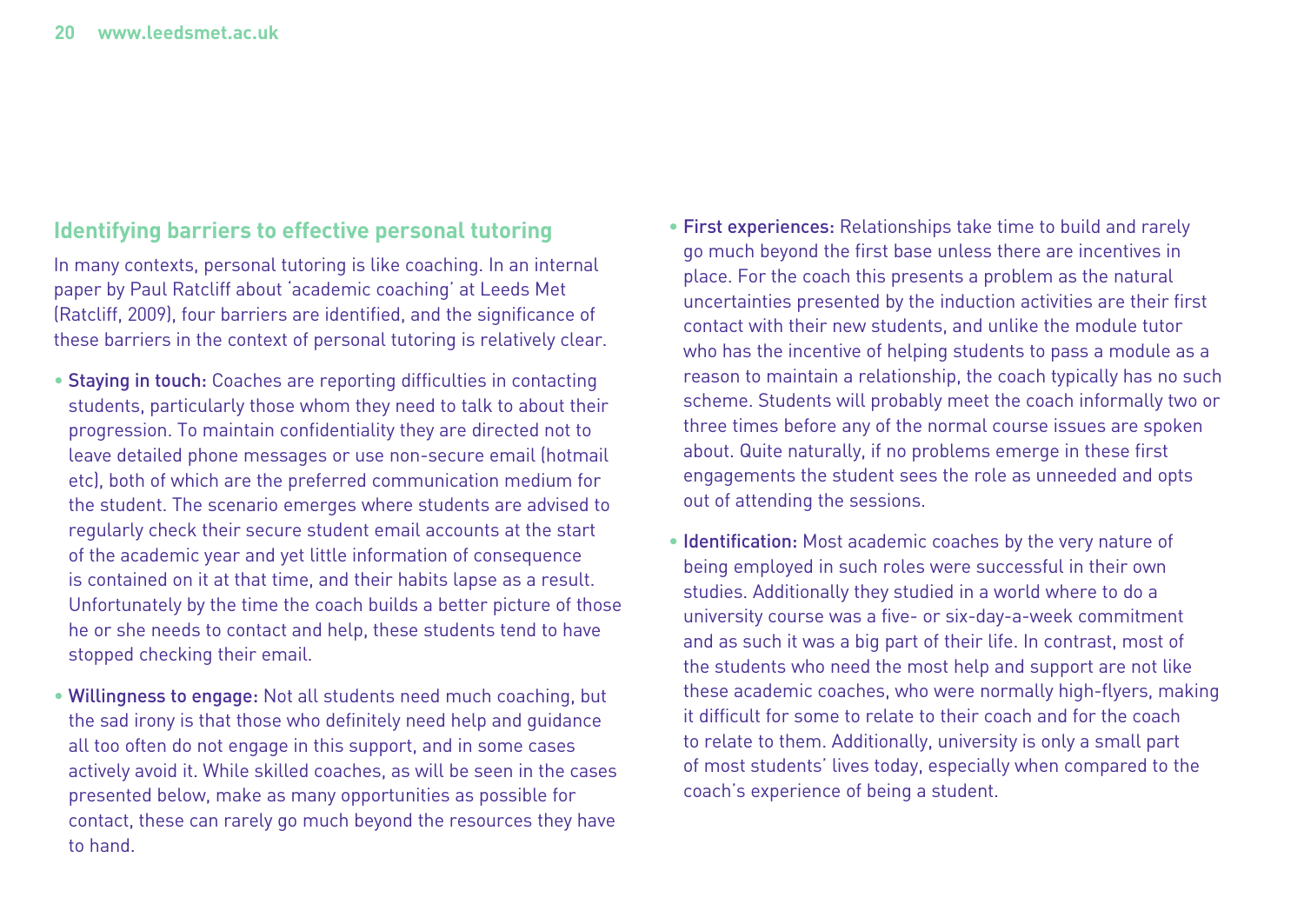## Identifying barriers to effective personal tutoring

In many contexts, personal tutoring is like coaching. In an internal paper by Paul Ratcliff about 'academic coaching' at Leeds Met (Ratcliff, 2009), four barriers are identified, and the significance of these barriers in the context of personal tutoring is relatively clear.

- **Staying in touch:** Coaches are reporting difficulties in contacting students, particularly those whom they need to talk to about their progression. To maintain confidentiality they are directed not to leave detailed phone messages or use non-secure email (hotmail etc), both of which are the preferred communication medium for the student. The scenario emerges where students are advised to regularly check their secure student email accounts at the start of the academic year and yet little information of consequence is contained on it at that time, and their habits lapse as a result. Unfortunately by the time the coach builds a better picture of those he or she needs to contact and help, these students tend to have stopped checking their email.
- **Willingness to engage:** Not all students need much coaching, but the sad irony is that those who definitely need help and guidance all too often do not engage in this support, and in some cases actively avoid it. While skilled coaches, as will be seen in the cases presented below, make as many opportunities as possible for contact, these can rarely go much beyond the resources they have to hand.
- **First experiences:** Relationships take time to build and rarely go much beyond the first base unless there are incentives in place. For the coach this presents a problem as the natural uncertainties presented by the induction activities are their first contact with their new students, and unlike the module tutor who has the incentive of helping students to pass a module as a reason to maintain a relationship, the coach typically has no such scheme. Students will probably meet the coach informally two or three times before any of the normal course issues are spoken about. Quite naturally, if no problems emerge in these first engagements the student sees the role as unneeded and opts out of attending the sessions.
- **Identification:** Most academic coaches by the very nature of being employed in such roles were successful in their own studies. Additionally they studied in a world where to do a university course was a five- or six-day-a-week commitment and as such it was a big part of their life. In contrast, most of the students who need the most help and support are not like these academic coaches, who were normally high-flyers, making it difficult for some to relate to their coach and for the coach to relate to them. Additionally, university is only a small part of most students' lives today, especially when compared to the coach's experience of being a student.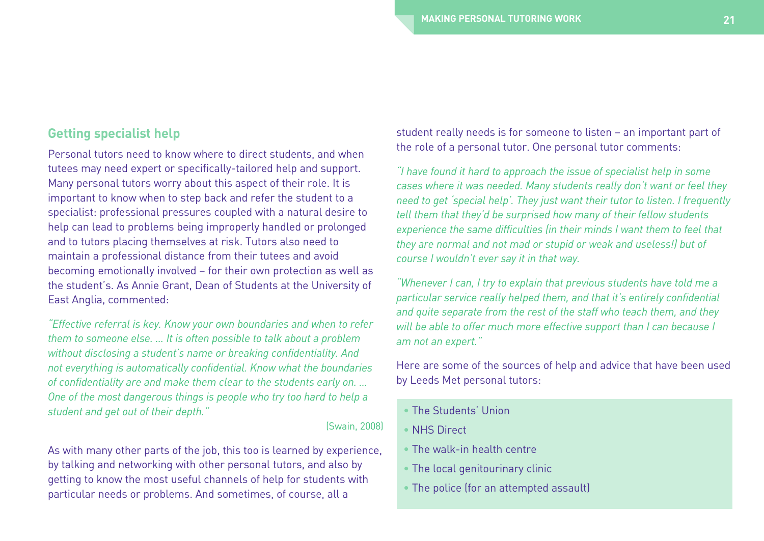## Getting specialist help

Personal tutors need to know where to direct students, and when tutees may need expert or specifically-tailored help and support. Many personal tutors worry about this aspect of their role. It is important to know when to step back and refer the student to a specialist: professional pressures coupled with a natural desire to help can lead to problems being improperly handled or prolonged and to tutors placing themselves at risk. Tutors also need to maintain a professional distance from their tutees and avoid becoming emotionally involved – for their own protection as well as the student's. As Annie Grant, Dean of Students at the University of East Anglia, commented:

*"Effective referral is key. Know your own boundaries and when to refer them to someone else. ... It is often possible to talk about a problem without disclosing a student's name or breaking confidentiality. And not everything is automatically confidential. Know what the boundaries of confidentiality are and make them clear to the students early on. ... One of the most dangerous things is people who try too hard to help a student and get out of their depth."*

(Swain, 2008)

As with many other parts of the job, this too is learned by experience, by talking and networking with other personal tutors, and also by getting to know the most useful channels of help for students with particular needs or problems. And sometimes, of course, all a student really needs is for someone to listen – an important part of the role of a personal tutor. One personal tutor comments:

*"I have found it hard to approach the issue of specialist help in some cases where it was needed. Many students really don't want or feel they need to get 'special help'. They just want their tutor to listen. I frequently tell them that they'd be surprised how many of their fellow students experience the same difficulties (in their minds I want them to feel that they are normal and not mad or stupid or weak and useless!) but of course I wouldn't ever say it in that way.*

*"Whenever I can, I try to explain that previous students have told me a particular service really helped them, and that it's entirely confidential and quite separate from the rest of the staff who teach them, and they will be able to offer much more effective support than I can because I am not an expert."*

Here are some of the sources of help and advice that have been used by Leeds Met personal tutors:

- The Students' Union
- NHS Direct
- The walk-in health centre
- The local genitourinary clinic
- The police (for an attempted assault)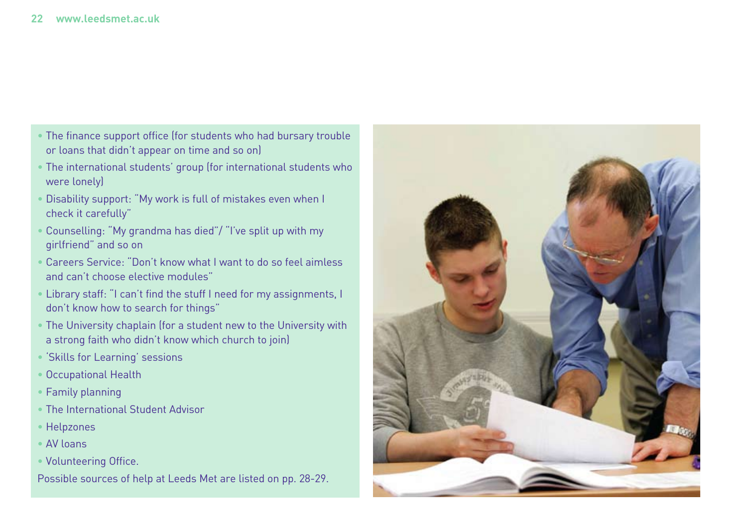- The finance support office (for students who had bursary trouble or loans that didn't appear on time and so on)
- The international students' group (for international students who were lonely)
- Disability support: "My work is full of mistakes even when I check it carefully"
- Counselling: "My grandma has died"/ "I've split up with my girlfriend" and so on
- Careers Service: "Don't know what I want to do so feel aimless and can't choose elective modules"
- Library staff: "I can't find the stuff I need for my assignments, I don't know how to search for things"
- The University chaplain (for a student new to the University with a strong faith who didn't know which church to join)
- 'Skills for Learning' sessions
- Occupational Health
- Family planning
- The International Student Advisor
- Helpzones
- AV loans
- Volunteering Office.

Possible sources of help at Leeds Met are listed on pp. 28-29.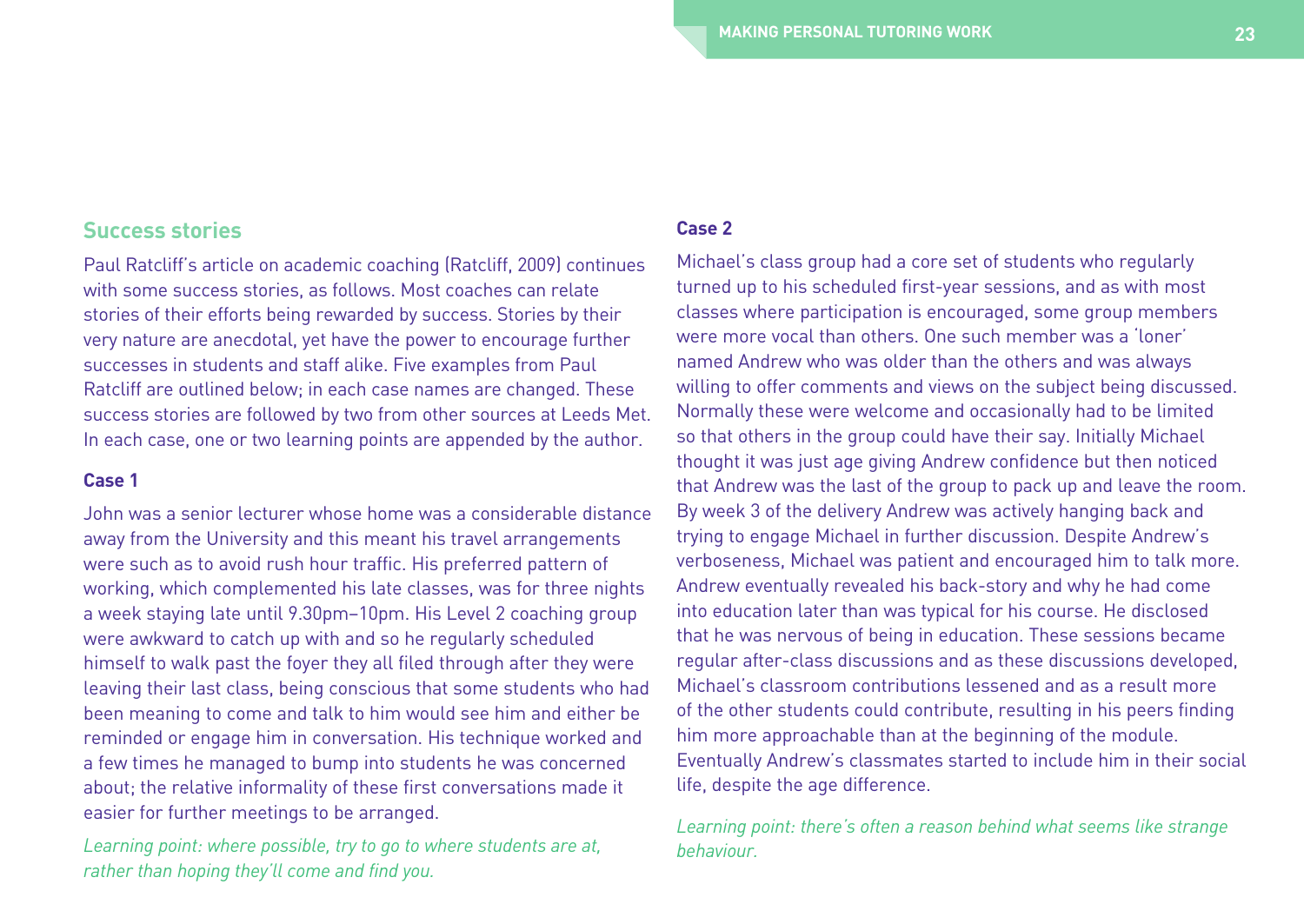## Success stories

Paul Ratcliff's article on academic coaching (Ratcliff, 2009) continues with some success stories, as follows. Most coaches can relate stories of their efforts being rewarded by success. Stories by their very nature are anecdotal, yet have the power to encourage further successes in students and staff alike. Five examples from Paul Ratcliff are outlined below; in each case names are changed. These success stories are followed by two from other sources at Leeds Met. In each case, one or two learning points are appended by the author.

### Case 1

John was a senior lecturer whose home was a considerable distance away from the University and this meant his travel arrangements were such as to avoid rush hour traffic. His preferred pattern of working, which complemented his late classes, was for three nights a week staying late until 9.30pm–10pm. His Level 2 coaching group were awkward to catch up with and so he regularly scheduled himself to walk past the foyer they all filed through after they were leaving their last class, being conscious that some students who had been meaning to come and talk to him would see him and either be reminded or engage him in conversation. His technique worked and a few times he managed to bump into students he was concerned about; the relative informality of these first conversations made it easier for further meetings to be arranged.

*Learning point: where possible, try to go to where students are at, rather than hoping they'll come and find you.*

### Case 2

Michael's class group had a core set of students who regularly turned up to his scheduled first-year sessions, and as with most classes where participation is encouraged, some group members were more vocal than others. One such member was a 'loner' named Andrew who was older than the others and was always willing to offer comments and views on the subject being discussed. Normally these were welcome and occasionally had to be limited so that others in the group could have their say. Initially Michael thought it was just age giving Andrew confidence but then noticed that Andrew was the last of the group to pack up and leave the room. By week 3 of the delivery Andrew was actively hanging back and trying to engage Michael in further discussion. Despite Andrew's verboseness, Michael was patient and encouraged him to talk more. Andrew eventually revealed his back-story and why he had come into education later than was typical for his course. He disclosed that he was nervous of being in education. These sessions became regular after-class discussions and as these discussions developed, Michael's classroom contributions lessened and as a result more of the other students could contribute, resulting in his peers finding him more approachable than at the beginning of the module. Eventually Andrew's classmates started to include him in their social life, despite the age difference.

*Learning point: there's often a reason behind what seems like strange behaviour.*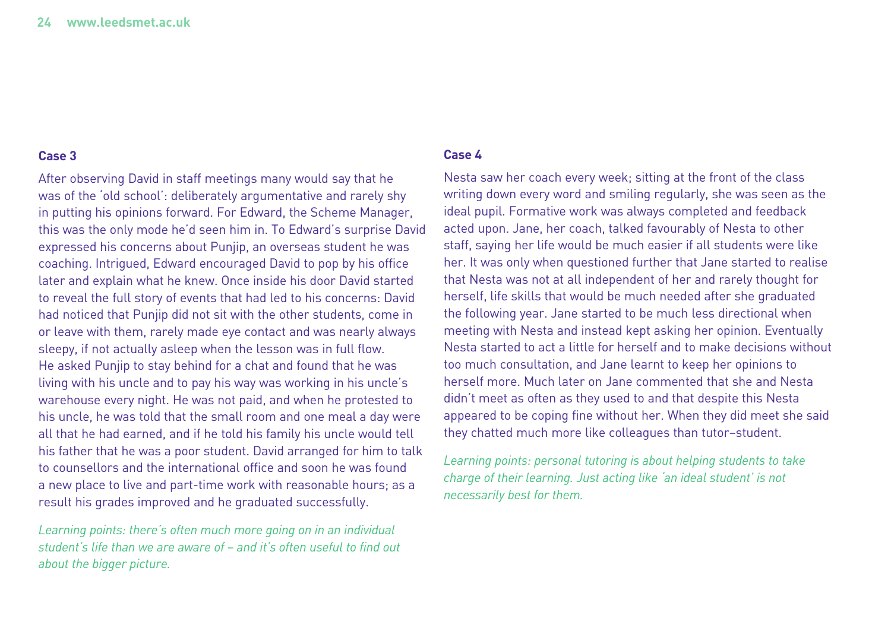### Case 3

After observing David in staff meetings many would say that he was of the 'old school': deliberately argumentative and rarely shy in putting his opinions forward. For Edward, the Scheme Manager, this was the only mode he'd seen him in. To Edward's surprise David expressed his concerns about Punjip, an overseas student he was coaching. Intrigued, Edward encouraged David to pop by his office later and explain what he knew. Once inside his door David started to reveal the full story of events that had led to his concerns: David had noticed that Punjip did not sit with the other students, come in or leave with them, rarely made eye contact and was nearly always sleepy, if not actually asleep when the lesson was in full flow. He asked Punjip to stay behind for a chat and found that he was living with his uncle and to pay his way was working in his uncle's warehouse every night. He was not paid, and when he protested to his uncle, he was told that the small room and one meal a day were all that he had earned, and if he told his family his uncle would tell his father that he was a poor student. David arranged for him to talk to counsellors and the international office and soon he was found a new place to live and part-time work with reasonable hours; as a result his grades improved and he graduated successfully.

*Learning points: there's often much more going on in an individual student's life than we are aware of – and it's often useful to find out about the bigger picture.*

### Case 4

Nesta saw her coach every week; sitting at the front of the class writing down every word and smiling regularly, she was seen as the ideal pupil. Formative work was always completed and feedback acted upon. Jane, her coach, talked favourably of Nesta to other staff, saying her life would be much easier if all students were like her. It was only when questioned further that Jane started to realise that Nesta was not at all independent of her and rarely thought for herself, life skills that would be much needed after she graduated the following year. Jane started to be much less directional when meeting with Nesta and instead kept asking her opinion. Eventually Nesta started to act a little for herself and to make decisions without too much consultation, and Jane learnt to keep her opinions to herself more. Much later on Jane commented that she and Nesta didn't meet as often as they used to and that despite this Nesta appeared to be coping fine without her. When they did meet she said they chatted much more like colleagues than tutor–student.

*Learning points: personal tutoring is about helping students to take charge of their learning. Just acting like 'an ideal student' is not necessarily best for them.*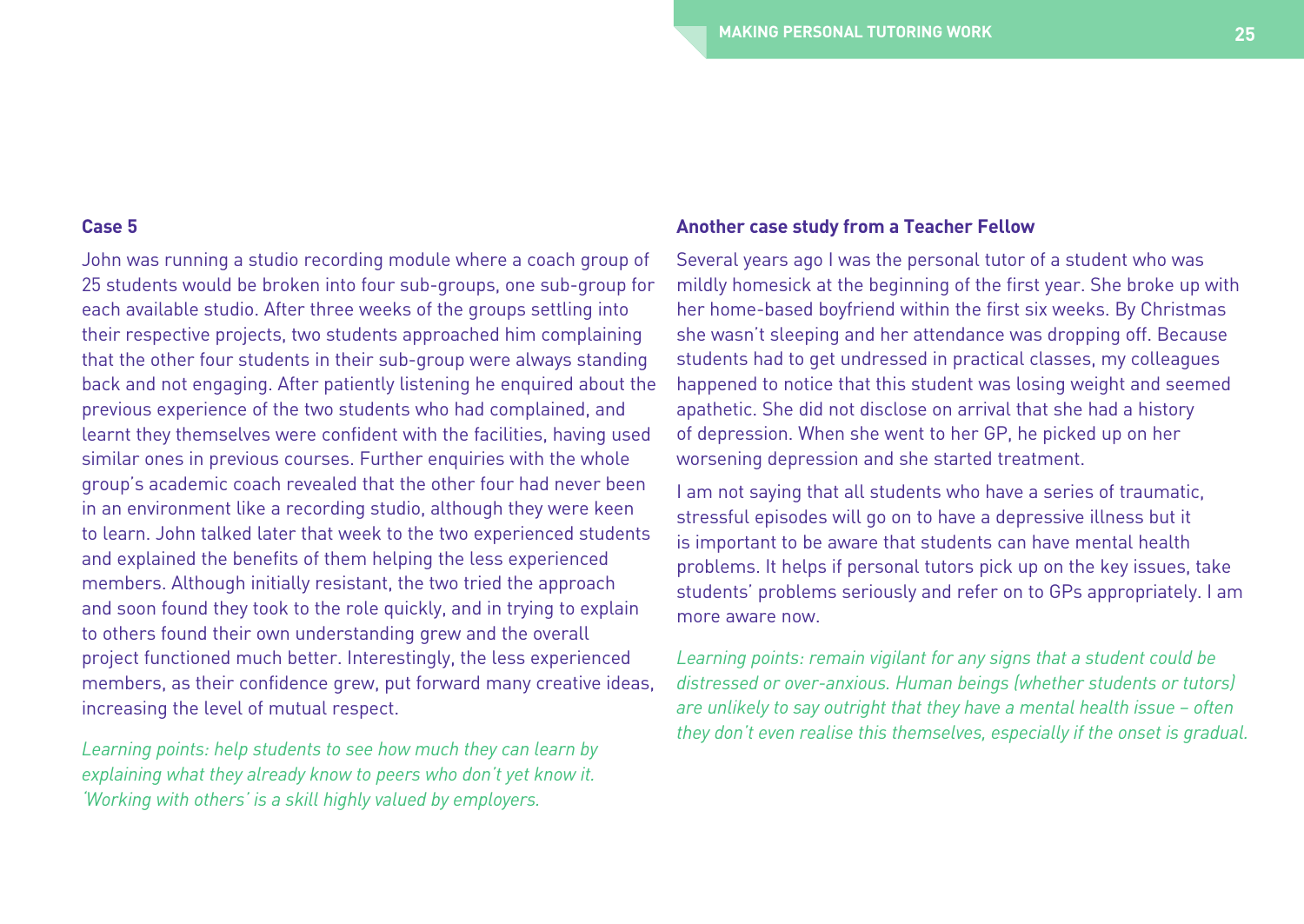### Case 5

John was running a studio recording module where a coach group of 25 students would be broken into four sub-groups, one sub-group for each available studio. After three weeks of the groups settling into their respective projects, two students approached him complaining that the other four students in their sub-group were always standing back and not engaging. After patiently listening he enquired about the previous experience of the two students who had complained, and learnt they themselves were confident with the facilities, having used similar ones in previous courses. Further enquiries with the whole group's academic coach revealed that the other four had never been in an environment like a recording studio, although they were keen to learn. John talked later that week to the two experienced students and explained the benefits of them helping the less experienced members. Although initially resistant, the two tried the approach and soon found they took to the role quickly, and in trying to explain to others found their own understanding grew and the overall project functioned much better. Interestingly, the less experienced members, as their confidence grew, put forward many creative ideas, increasing the level of mutual respect.

*Learning points: help students to see how much they can learn by explaining what they already know to peers who don't yet know it. 'Working with others' is a skill highly valued by employers.*

### Another case study from a Teacher Fellow

Several years ago I was the personal tutor of a student who was mildly homesick at the beginning of the first year. She broke up with her home-based boyfriend within the first six weeks. By Christmas she wasn't sleeping and her attendance was dropping off. Because students had to get undressed in practical classes, my colleagues happened to notice that this student was losing weight and seemed apathetic. She did not disclose on arrival that she had a history of depression. When she went to her GP, he picked up on her worsening depression and she started treatment.

I am not saying that all students who have a series of traumatic, stressful episodes will go on to have a depressive illness but it is important to be aware that students can have mental health problems. It helps if personal tutors pick up on the key issues, take students' problems seriously and refer on to GPs appropriately. I am more aware now.

*Learning points: remain vigilant for any signs that a student could be distressed or over-anxious. Human beings (whether students or tutors) are unlikely to say outright that they have a mental health issue – often they don't even realise this themselves, especially if the onset is gradual.*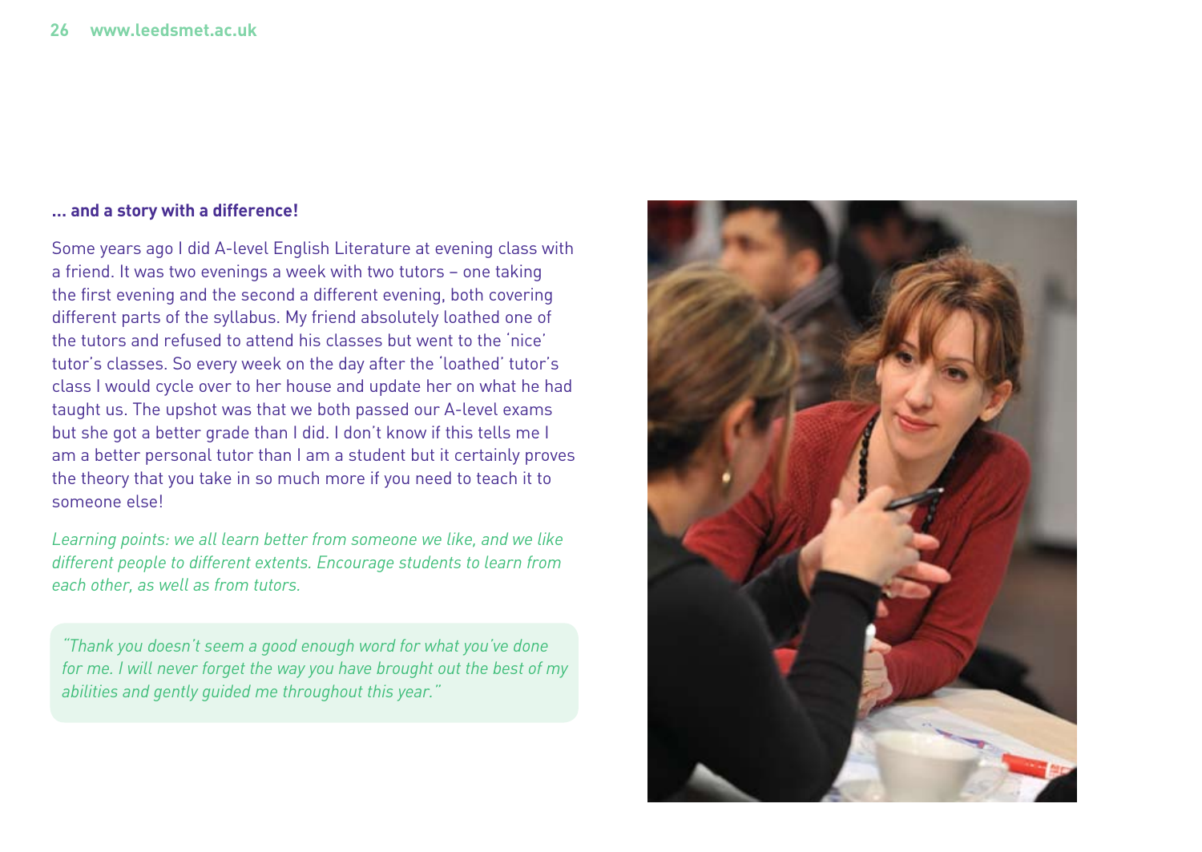**... and a story with a difference!**

Some years ago I did A-level English Literature at evening class with a friend. It was two evenings a week with two tutors – one taking the first evening and the second a different evening, both covering different parts of the syllabus. My friend absolutely loathed one of the tutors and refused to attend his classes but went to the 'nice' tutor's classes. So every week on the day after the 'loathed' tutor's class I would cycle over to her house and update her on what he had taught us. The upshot was that we both passed our A-level exams but she got a better grade than I did. I don't know if this tells me I am a better personal tutor than I am a student but it certainly proves the theory that you take in so much more if you need to teach it to someone else!

*Learning points: we all learn better from someone we like, and we like different people to different extents. Encourage students to learn from each other, as well as from tutors.*

*"Thank you doesn't seem a good enough word for what you've done for me. I will never forget the way you have brought out the best of my abilities and gently guided me throughout this year."*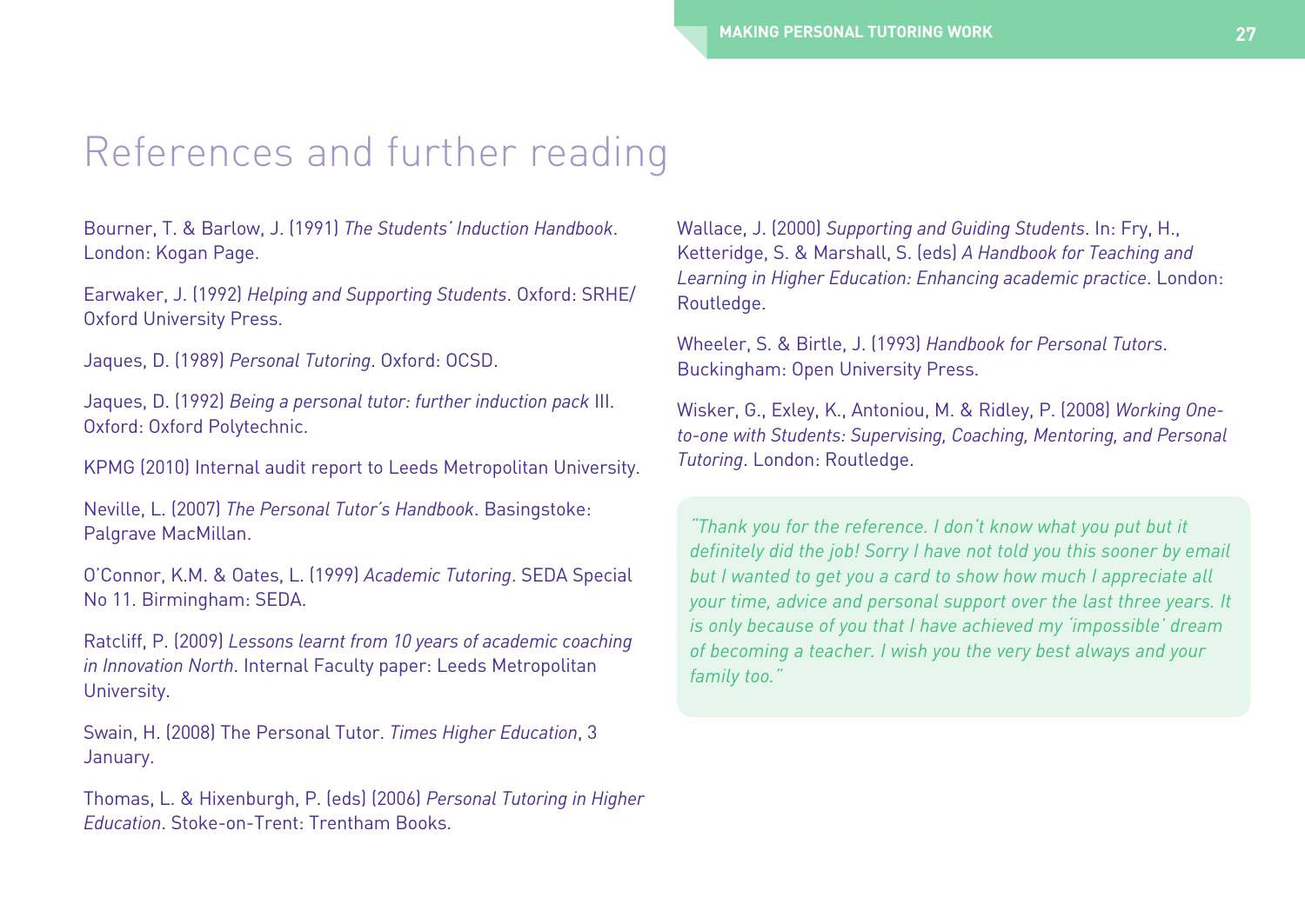# References and further reading

Bourner, T. & Barlow, J. (1991) *The Students' Induction Handbook*. London: Kogan Page.

Earwaker, J. (1992) *Helping and Supporting Students*. Oxford: SRHE/ Oxford University Press.

Jaques, D. (1989) *Personal Tutoring*. Oxford: OCSD.

Jaques, D. (1992) *Being a personal tutor: further induction pack* III. Oxford: Oxford Polytechnic.

KPMG (2010) Internal audit report to Leeds Metropolitan University.

Neville, L. (2007) *The Personal Tutor's Handbook*. Basingstoke: Palgrave MacMillan.

O'Connor, K.M. & Oates, L. (1999) *Academic Tutoring*. SEDA Special No 11. Birmingham: SEDA.

Ratcliff, P. (2009) *Lessons learnt from 10 years of academic coaching in Innovation North*. Internal Faculty paper: Leeds Metropolitan University.

Swain, H. (2008) The Personal Tutor. *Times Higher Education*, 3 January.

Thomas, L. & Hixenburgh, P. (eds) (2006) *Personal Tutoring in Higher Education*. Stoke-on-Trent: Trentham Books.

Wallace, J. (2000) *Supporting and Guiding Students*. In: Fry, H., Ketteridge, S. & Marshall, S. (eds) *A Handbook for Teaching and Learning in Higher Education: Enhancing academic practice*. London: Routledge.

Wheeler, S. & Birtle, J. (1993) *Handbook for Personal Tutors*. Buckingham: Open University Press.

Wisker, G., Exley, K., Antoniou, M. & Ridley, P. (2008) *Working One-to-one with Students: Supervising, Coaching, Mentoring, and Personal Tutoring*. London: Routledge.

*"Thank you for the reference. I don't know what you put but it definitely did the job! Sorry I have not told you this sooner by email but I wanted to get you a card to show how much I appreciate all your time, advice and personal support over the last three years. It is only because of you that I have achieved my 'impossible' dream of becoming a teacher. I wish you the very best always and your family too."*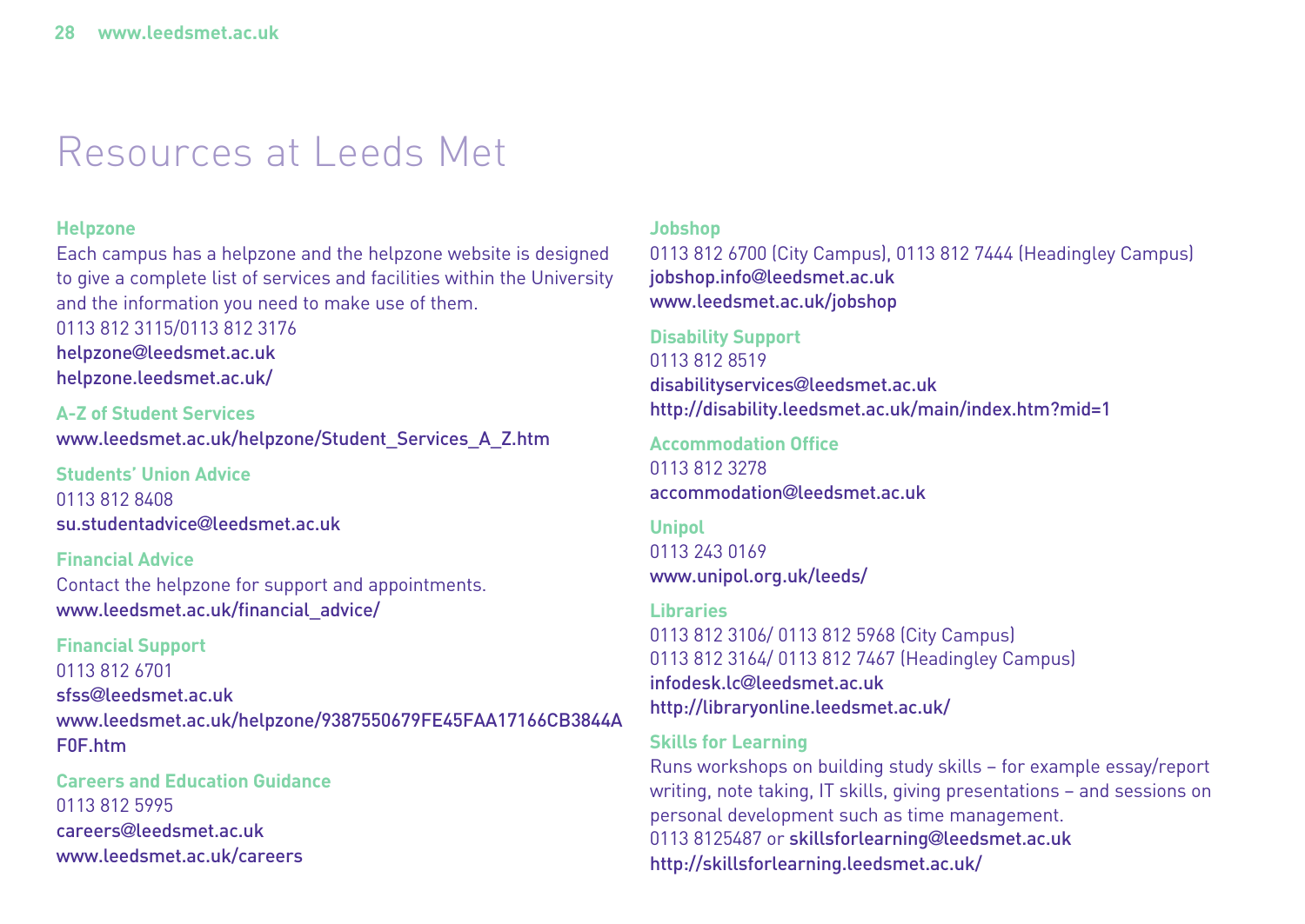# Resources at Leeds Met

### Helpzone

Each campus has a helpzone and the helpzone website is designed to give a complete list of services and facilities within the University and the information you need to make use of them.
0113 812 3115/0113 812 3176
helpzone@leedsmet.ac.uk
helpzone.leedsmet.ac.uk/

### A-Z of Student Services

www.leedsmet.ac.uk/helpzone/Student_Services_A_Z.htm

### Students' Union Advice

0113 812 8408
su.studentadvice@leedsmet.ac.uk

### Financial Advice

Contact the helpzone for support and appointments.
www.leedsmet.ac.uk/financial_advice/

### Financial Support

0113 812 6701
sfss@leedsmet.ac.uk
www.leedsmet.ac.uk/helpzone/9387550679FE45FAA17166CB3844AF0F.htm

### Careers and Education Guidance

0113 812 5995
careers@leedsmet.ac.uk
www.leedsmet.ac.uk/careers

### Jobshop

0113 812 6700 (City Campus), 0113 812 7444 (Headingley Campus)
jobshop.info@leedsmet.ac.uk
www.leedsmet.ac.uk/jobshop

### Disability Support

0113 812 8519
disabilityservices@leedsmet.ac.uk
http://disability.leedsmet.ac.uk/main/index.htm?mid=1

### Accommodation Office

0113 812 3278
accommodation@leedsmet.ac.uk

### Unipol

0113 243 0169
www.unipol.org.uk/leeds/

### Libraries

0113 812 3106/ 0113 812 5968 (City Campus)
0113 812 3164/ 0113 812 7467 (Headingley Campus)
infodesk.lc@leedsmet.ac.uk
http://libraryonline.leedsmet.ac.uk/

### Skills for Learning

Runs workshops on building study skills – for example essay/report writing, note taking, IT skills, giving presentations – and sessions on personal development such as time management.
0113 8125487 or skillsforlearning@leedsmet.ac.uk
http://skillsforlearning.leedsmet.ac.uk/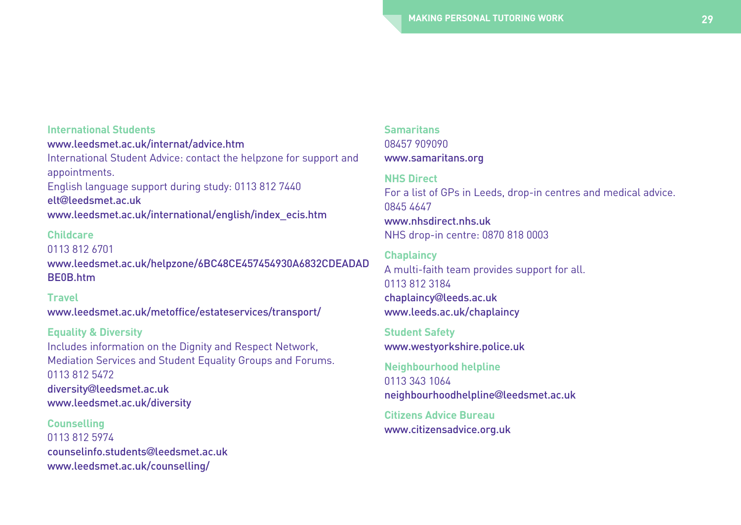### International Students

www.leedsmet.ac.uk/internat/advice.htm

International Student Advice: contact the helpzone for support and appointments.

English language support during study: 0113 812 7440

elt@leedsmet.ac.uk

www.leedsmet.ac.uk/international/english/index_ecis.htm

### Childcare

0113 812 6701

www.leedsmet.ac.uk/helpzone/6BC48CE457454930A6832CDEADADBE0B.htm

### Travel

www.leedsmet.ac.uk/metoffice/estateservices/transport/

### Equality & Diversity

Includes information on the Dignity and Respect Network, Mediation Services and Student Equality Groups and Forums.

0113 812 5472

diversity@leedsmet.ac.uk

www.leedsmet.ac.uk/diversity

### Counselling

0113 812 5974

counselinfo.students@leedsmet.ac.uk

www.leedsmet.ac.uk/counselling/

### Samaritans

08457 909090

www.samaritans.org

### NHS Direct

For a list of GPs in Leeds, drop-in centres and medical advice.

0845 4647

www.nhsdirect.nhs.uk

NHS drop-in centre: 0870 818 0003

### Chaplaincy

A multi-faith team provides support for all.

0113 812 3184

chaplaincy@leeds.ac.uk

www.leeds.ac.uk/chaplaincy

### Student Safety

www.westyorkshire.police.uk

### Neighbourhood helpline

0113 343 1064

neighbourhoodhelpline@leedsmet.ac.uk

### Citizens Advice Bureau

www.citizensadvice.org.uk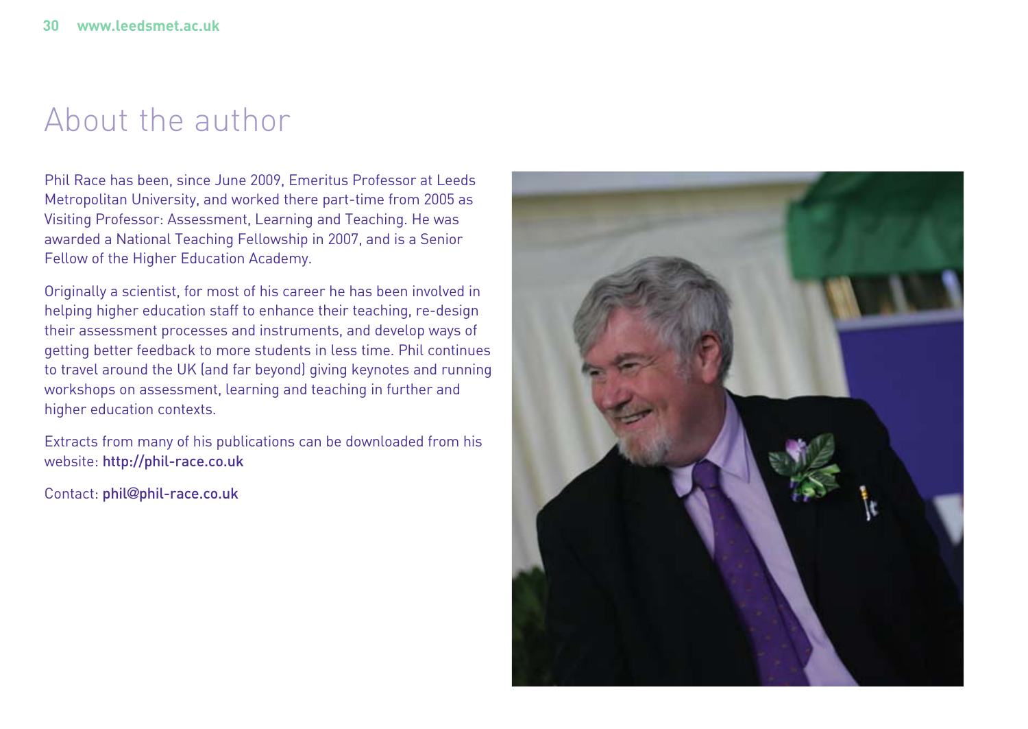# About the author

Phil Race has been, since June 2009, Emeritus Professor at Leeds Metropolitan University, and worked there part-time from 2005 as Visiting Professor: Assessment, Learning and Teaching. He was awarded a National Teaching Fellowship in 2007, and is a Senior Fellow of the Higher Education Academy.

Originally a scientist, for most of his career he has been involved in helping higher education staff to enhance their teaching, re-design their assessment processes and instruments, and develop ways of getting better feedback to more students in less time. Phil continues to travel around the UK (and far beyond) giving keynotes and running workshops on assessment, learning and teaching in further and higher education contexts.

Extracts from many of his publications can be downloaded from his website: http://phil-race.co.uk

Contact: phil@phil-race.co.uk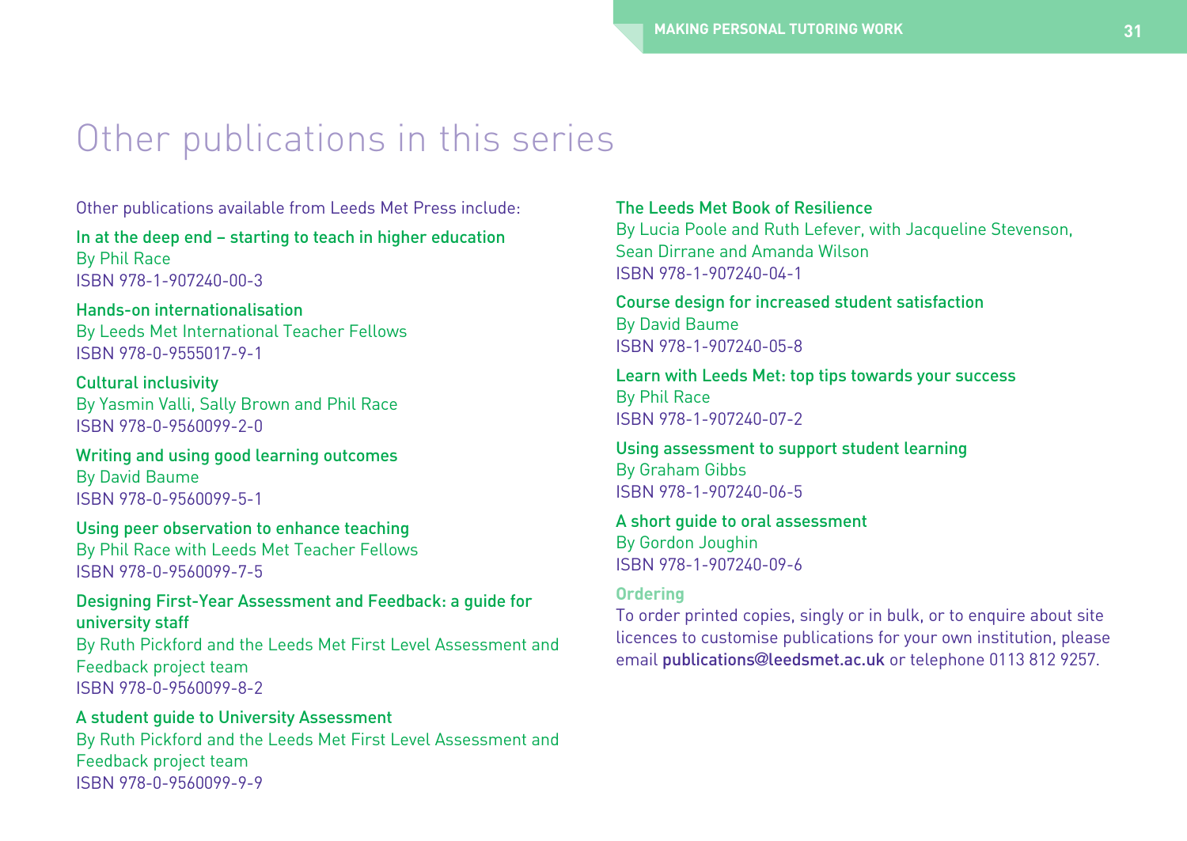# Other publications in this series

Other publications available from Leeds Met Press include:

**In at the deep end – starting to teach in higher education**
By Phil Race
ISBN 978-1-907240-00-3

**Hands-on internationalisation**
By Leeds Met International Teacher Fellows
ISBN 978-0-9555017-9-1

**Cultural inclusivity**
By Yasmin Valli, Sally Brown and Phil Race
ISBN 978-0-9560099-2-0

**Writing and using good learning outcomes**
By David Baume
ISBN 978-0-9560099-5-1

**Using peer observation to enhance teaching**
By Phil Race with Leeds Met Teacher Fellows
ISBN 978-0-9560099-7-5

**Designing First-Year Assessment and Feedback: a guide for university staff**
By Ruth Pickford and the Leeds Met First Level Assessment and Feedback project team
ISBN 978-0-9560099-8-2

**A student guide to University Assessment**
By Ruth Pickford and the Leeds Met First Level Assessment and Feedback project team
ISBN 978-0-9560099-9-9

**The Leeds Met Book of Resilience**
By Lucia Poole and Ruth Lefever, with Jacqueline Stevenson, Sean Dirrane and Amanda Wilson
ISBN 978-1-907240-04-1

**Course design for increased student satisfaction**
By David Baume
ISBN 978-1-907240-05-8

**Learn with Leeds Met: top tips towards your success**
By Phil Race
ISBN 978-1-907240-07-2

**Using assessment to support student learning**
By Graham Gibbs
ISBN 978-1-907240-06-5

**A short guide to oral assessment**
By Gordon Joughin
ISBN 978-1-907240-09-6

**Ordering**

To order printed copies, singly or in bulk, or to enquire about site licences to customise publications for your own institution, please email **publications@leedsmet.ac.uk** or telephone 0113 812 9257.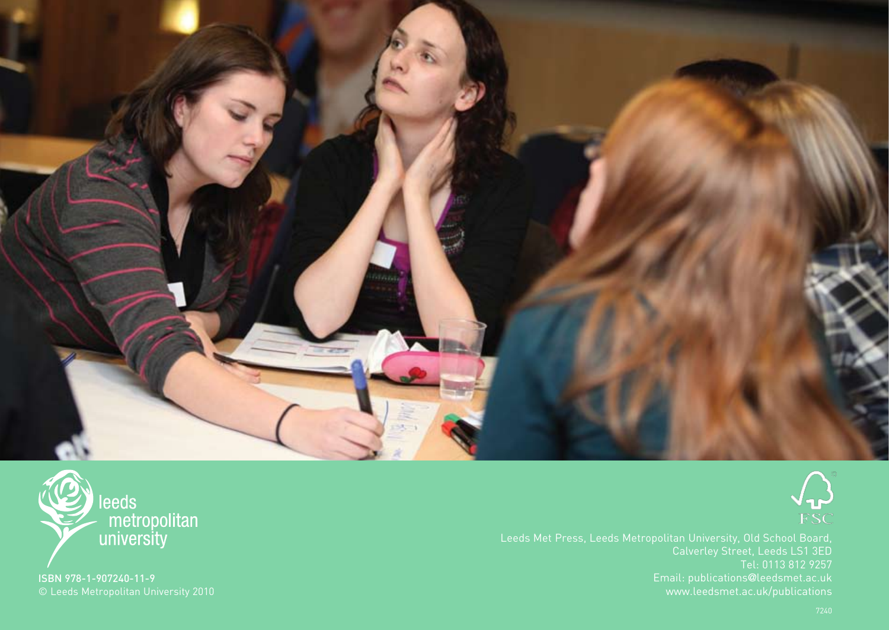leeds metropolitan university

ISBN 978-1-907240-11-9
© Leeds Metropolitan University 2010

FSC

Leeds Met Press, Leeds Metropolitan University, Old School Board, Calverley Street, Leeds LS1 3ED
Tel: 0113 812 9257
Email: publications@leedsmet.ac.uk
www.leedsmet.ac.uk/publications

7240